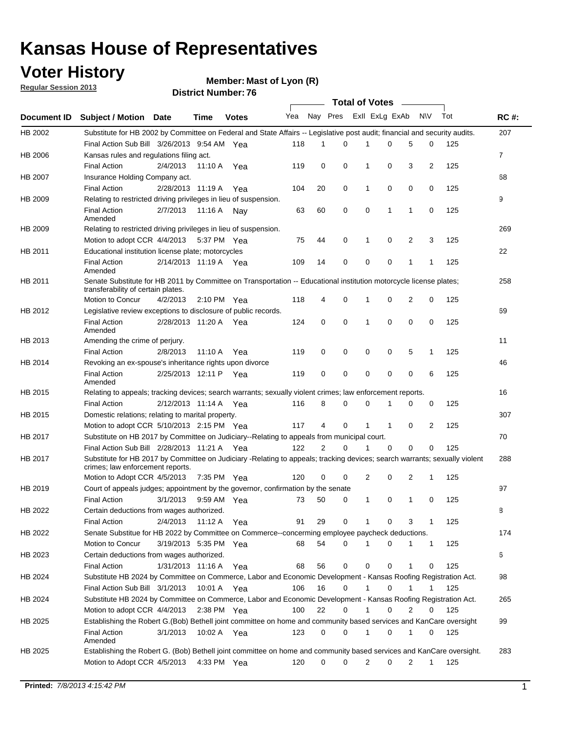# Kansas House of Representatives

## Voter History

**Regular Session 2013**

**Member: Mast of Lyon (R)**

**District Number: 76**

| Document ID | Subject / Motion | Date | Time | Votes | Yea | Nay | Pres | ExII | ExLg | ExAb | N\V | Tot | RC #: |
|---|---|---|---|---|---|---|---|---|---|---|---|---|---|
| HB 2002 | Substitute for HB 2002 by Committee on Federal and State Affairs -- Legislative post audit; financial and security audits. | | | | | | | | | | | | 207 |
| | Final Action Sub Bill | 3/26/2013 | 9:54 AM | Yea | 118 | 1 | 0 | 1 | 0 | 5 | 0 | 125 | |
| HB 2006 | Kansas rules and regulations filing act. | | | | | | | | | | | | 7 |
| | Final Action | 2/4/2013 | 11:10 A | Yea | 119 | 0 | 0 | 1 | 0 | 3 | 2 | 125 | |
| HB 2007 | Insurance Holding Company act. | | | | | | | | | | | | 68 |
| | Final Action | 2/28/2013 | 11:19 A | Yea | 104 | 20 | 0 | 1 | 0 | 0 | 0 | 125 | |
| HB 2009 | Relating to restricted driving privileges in lieu of suspension. | | | | | | | | | | | | 9 |
| | Final Action Amended | 2/7/2013 | 11:16 A | Nay | 63 | 60 | 0 | 0 | 1 | 1 | 0 | 125 | |
| HB 2009 | Relating to restricted driving privileges in lieu of suspension. | | | | | | | | | | | | 269 |
| | Motion to adopt CCR | 4/4/2013 | 5:37 PM | Yea | 75 | 44 | 0 | 1 | 0 | 2 | 3 | 125 | |
| HB 2011 | Educational institution license plate; motorcycles | | | | | | | | | | | | 22 |
| | Final Action Amended | 2/14/2013 | 11:19 A | Yea | 109 | 14 | 0 | 0 | 0 | 1 | 1 | 125 | |
| HB 2011 | Senate Substitute for HB 2011 by Committee on Transportation -- Educational institution motorcycle license plates; transferability of certain plates. | | | | | | | | | | | | 258 |
| | Motion to Concur | 4/2/2013 | 2:10 PM | Yea | 118 | 4 | 0 | 1 | 0 | 2 | 0 | 125 | |
| HB 2012 | Legislative review exceptions to disclosure of public records. | | | | | | | | | | | | 69 |
| | Final Action Amended | 2/28/2013 | 11:20 A | Yea | 124 | 0 | 0 | 1 | 0 | 0 | 0 | 125 | |
| HB 2013 | Amending the crime of perjury. | | | | | | | | | | | | 11 |
| | Final Action | 2/8/2013 | 11:10 A | Yea | 119 | 0 | 0 | 0 | 0 | 5 | 1 | 125 | |
| HB 2014 | Revoking an ex-spouse's inheritance rights upon divorce | | | | | | | | | | | | 46 |
| | Final Action Amended | 2/25/2013 | 12:11 P | Yea | 119 | 0 | 0 | 0 | 0 | 0 | 6 | 125 | |
| HB 2015 | Relating to appeals; tracking devices; search warrants; sexually violent crimes; law enforcement reports. | | | | | | | | | | | | 16 |
| | Final Action | 2/12/2013 | 11:14 A | Yea | 116 | 8 | 0 | 0 | 1 | 0 | 0 | 125 | |
| HB 2015 | Domestic relations; relating to marital property. | | | | | | | | | | | | 307 |
| | Motion to adopt CCR | 5/10/2013 | 2:15 PM | Yea | 117 | 4 | 0 | 1 | 1 | 0 | 2 | 125 | |
| HB 2017 | Substitute on HB 2017 by Committee on Judiciary--Relating to appeals from municipal court. | | | | | | | | | | | | 70 |
| | Final Action Sub Bill | 2/28/2013 | 11:21 A | Yea | 122 | 2 | 0 | 1 | 0 | 0 | 0 | 125 | |
| HB 2017 | Substitute for HB 2017 by Committee on Judiciary -Relating to appeals; tracking devices; search warrants; sexually violent crimes; law enforcement reports. | | | | | | | | | | | | 288 |
| | Motion to Adopt CCR | 4/5/2013 | 7:35 PM | Yea | 120 | 0 | 0 | 2 | 0 | 2 | 1 | 125 | |
| HB 2019 | Court of appeals judges; appointment by the governor, confirmation by the senate | | | | | | | | | | | | 97 |
| | Final Action | 3/1/2013 | 9:59 AM | Yea | 73 | 50 | 0 | 1 | 0 | 1 | 0 | 125 | |
| HB 2022 | Certain deductions from wages authorized. | | | | | | | | | | | | 8 |
| | Final Action | 2/4/2013 | 11:12 A | Yea | 91 | 29 | 0 | 1 | 0 | 3 | 1 | 125 | |
| HB 2022 | Senate Substitue for HB 2022 by Committee on Commerce--concerning employee paycheck deductions. | | | | | | | | | | | | 174 |
| | Motion to Concur | 3/19/2013 | 5:35 PM | Yea | 68 | 54 | 0 | 1 | 0 | 1 | 1 | 125 | |
| HB 2023 | Certain deductions from wages authorized. | | | | | | | | | | | | 6 |
| | Final Action | 1/31/2013 | 11:16 A | Yea | 68 | 56 | 0 | 0 | 0 | 1 | 0 | 125 | |
| HB 2024 | Substitute HB 2024 by Committee on Commerce, Labor and Economic Development - Kansas Roofing Registration Act. | | | | | | | | | | | | 98 |
| | Final Action Sub Bill | 3/1/2013 | 10:01 A | Yea | 106 | 16 | 0 | 1 | 0 | 1 | 1 | 125 | |
| HB 2024 | Substitute HB 2024 by Committee on Commerce, Labor and Economic Development - Kansas Roofing Registration Act. | | | | | | | | | | | | 265 |
| | Motion to adopt CCR | 4/4/2013 | 2:38 PM | Yea | 100 | 22 | 0 | 1 | 0 | 2 | 0 | 125 | |
| HB 2025 | Establishing the Robert G.(Bob) Bethell joint committee on home and community based services and KanCare oversight | | | | | | | | | | | | 99 |
| | Final Action Amended | 3/1/2013 | 10:02 A | Yea | 123 | 0 | 0 | 1 | 0 | 1 | 0 | 125 | |
| HB 2025 | Establishing the Robert G. (Bob) Bethell joint committee on home and community based services and KanCare oversight. | | | | | | | | | | | | 283 |
| | Motion to Adopt CCR | 4/5/2013 | 4:33 PM | Yea | 120 | 0 | 0 | 2 | 0 | 2 | 1 | 125 | |

**Printed:** *7/8/2013 4:15:42 PM*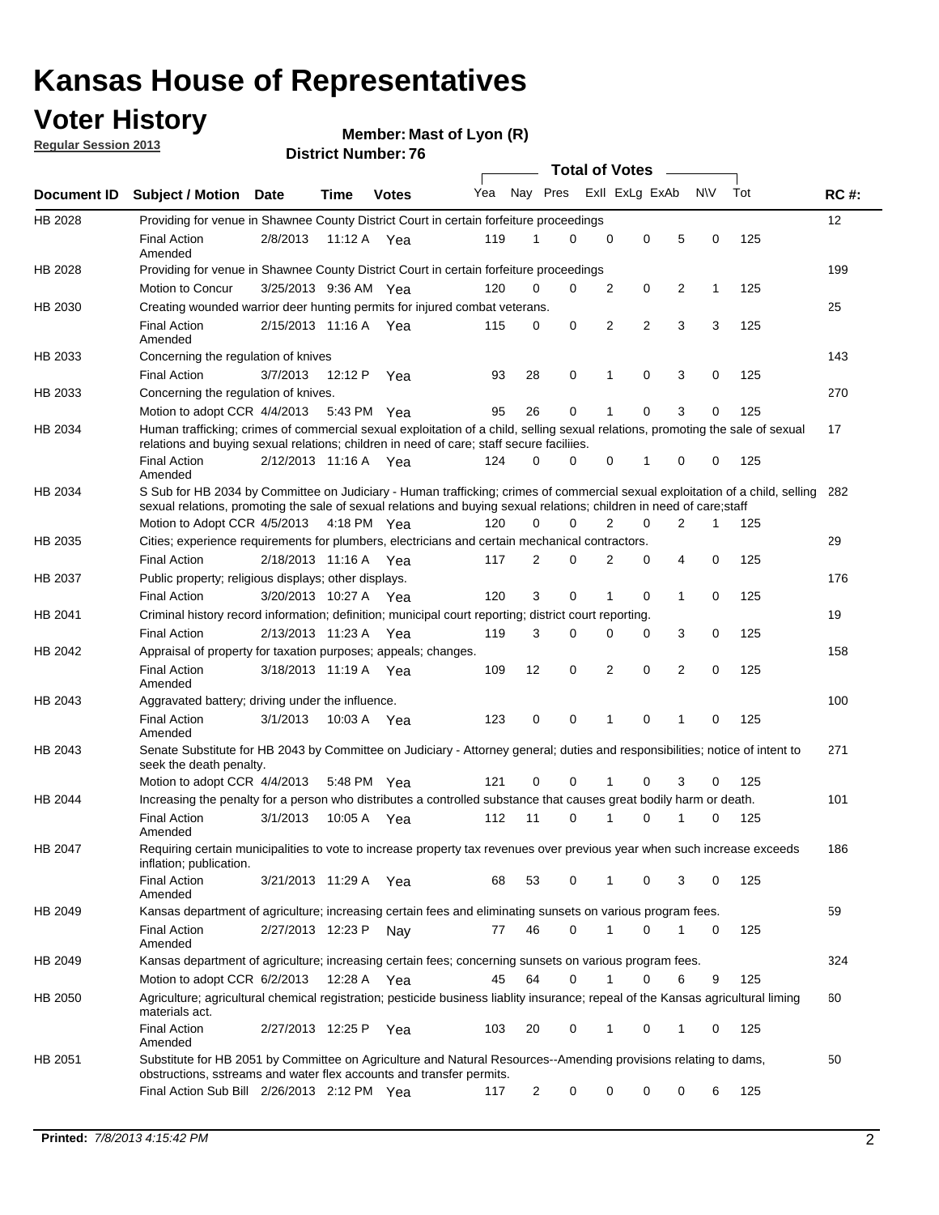# Kansas House of Representatives

## Voter History

**Regular Session 2013**

**Member: Mast of Lyon (R)**

**District Number: 76**

| Document ID | Subject / Motion | Date | Time | Votes | Yea | Nay | Pres | ExII | ExLg | ExAb | N\V | Tot | RC #: |
|---|---|---|---|---|---|---|---|---|---|---|---|---|---|
| HB 2028 | Providing for venue in Shawnee County District Court in certain forfeiture proceedings | | | | | | | | | | | | 12 |
| | Final Action Amended | 2/8/2013 | 11:12 A | Yea | 119 | 1 | 0 | 0 | 0 | 5 | 0 | 125 | |
| HB 2028 | Providing for venue in Shawnee County District Court in certain forfeiture proceedings | | | | | | | | | | | | 199 |
| | Motion to Concur | 3/25/2013 | 9:36 AM | Yea | 120 | 0 | 0 | 2 | 0 | 2 | 1 | 125 | |
| HB 2030 | Creating wounded warrior deer hunting permits for injured combat veterans. | | | | | | | | | | | | 25 |
| | Final Action Amended | 2/15/2013 | 11:16 A | Yea | 115 | 0 | 0 | 2 | 2 | 3 | 3 | 125 | |
| HB 2033 | Concerning the regulation of knives | | | | | | | | | | | | 143 |
| | Final Action | 3/7/2013 | 12:12 P | Yea | 93 | 28 | 0 | 1 | 0 | 3 | 0 | 125 | |
| HB 2033 | Concerning the regulation of knives. | | | | | | | | | | | | 270 |
| | Motion to adopt CCR | 4/4/2013 | 5:43 PM | Yea | 95 | 26 | 0 | 1 | 0 | 3 | 0 | 125 | |
| HB 2034 | Human trafficking; crimes of commercial sexual exploitation of a child, selling sexual relations, promoting the sale of sexual relations and buying sexual relations; children in need of care; staff secure faciliies. | | | | | | | | | | | | 17 |
| | Final Action Amended | 2/12/2013 | 11:16 A | Yea | 124 | 0 | 0 | 0 | 1 | 0 | 0 | 125 | |
| HB 2034 | S Sub for HB 2034 by Committee on Judiciary - Human trafficking; crimes of commercial sexual exploitation of a child, selling sexual relations, promoting the sale of sexual relations and buying sexual relations; children in need of care;staff | | | | | | | | | | | | 282 |
| | Motion to Adopt CCR | 4/5/2013 | 4:18 PM | Yea | 120 | 0 | 0 | 2 | 0 | 2 | 1 | 125 | |
| HB 2035 | Cities; experience requirements for plumbers, electricians and certain mechanical contractors. | | | | | | | | | | | | 29 |
| | Final Action | 2/18/2013 | 11:16 A | Yea | 117 | 2 | 0 | 2 | 0 | 4 | 0 | 125 | |
| HB 2037 | Public property; religious displays; other displays. | | | | | | | | | | | | 176 |
| | Final Action | 3/20/2013 | 10:27 A | Yea | 120 | 3 | 0 | 1 | 0 | 1 | 0 | 125 | |
| HB 2041 | Criminal history record information; definition; municipal court reporting; district court reporting. | | | | | | | | | | | | 19 |
| | Final Action | 2/13/2013 | 11:23 A | Yea | 119 | 3 | 0 | 0 | 0 | 3 | 0 | 125 | |
| HB 2042 | Appraisal of property for taxation purposes; appeals; changes. | | | | | | | | | | | | 158 |
| | Final Action Amended | 3/18/2013 | 11:19 A | Yea | 109 | 12 | 0 | 2 | 0 | 2 | 0 | 125 | |
| HB 2043 | Aggravated battery; driving under the influence. | | | | | | | | | | | | 100 |
| | Final Action Amended | 3/1/2013 | 10:03 A | Yea | 123 | 0 | 0 | 1 | 0 | 1 | 0 | 125 | |
| HB 2043 | Senate Substitute for HB 2043 by Committee on Judiciary - Attorney general; duties and responsibilities; notice of intent to seek the death penalty. | | | | | | | | | | | | 271 |
| | Motion to adopt CCR | 4/4/2013 | 5:48 PM | Yea | 121 | 0 | 0 | 1 | 0 | 3 | 0 | 125 | |
| HB 2044 | Increasing the penalty for a person who distributes a controlled substance that causes great bodily harm or death. | | | | | | | | | | | | 101 |
| | Final Action Amended | 3/1/2013 | 10:05 A | Yea | 112 | 11 | 0 | 1 | 0 | 1 | 0 | 125 | |
| HB 2047 | Requiring certain municipalities to vote to increase property tax revenues over previous year when such increase exceeds inflation; publication. | | | | | | | | | | | | 186 |
| | Final Action Amended | 3/21/2013 | 11:29 A | Yea | 68 | 53 | 0 | 1 | 0 | 3 | 0 | 125 | |
| HB 2049 | Kansas department of agriculture; increasing certain fees and eliminating sunsets on various program fees. | | | | | | | | | | | | 59 |
| | Final Action Amended | 2/27/2013 | 12:23 P | Nay | 77 | 46 | 0 | 1 | 0 | 1 | 0 | 125 | |
| HB 2049 | Kansas department of agriculture; increasing certain fees; concerning sunsets on various program fees. | | | | | | | | | | | | 324 |
| | Motion to adopt CCR | 6/2/2013 | 12:28 A | Yea | 45 | 64 | 0 | 1 | 0 | 6 | 9 | 125 | |
| HB 2050 | Agriculture; agricultural chemical registration; pesticide business liablity insurance; repeal of the Kansas agricultural liming materials act. | | | | | | | | | | | | 60 |
| | Final Action Amended | 2/27/2013 | 12:25 P | Yea | 103 | 20 | 0 | 1 | 0 | 1 | 0 | 125 | |
| HB 2051 | Substitute for HB 2051 by Committee on Agriculture and Natural Resources--Amending provisions relating to dams, obstructions, sstreams and water flex accounts and transfer permits. | | | | | | | | | | | | 50 |
| | Final Action Sub Bill | 2/26/2013 | 2:12 PM | Yea | 117 | 2 | 0 | 0 | 0 | 0 | 6 | 125 | |

**Printed:** *7/8/2013 4:15:42 PM*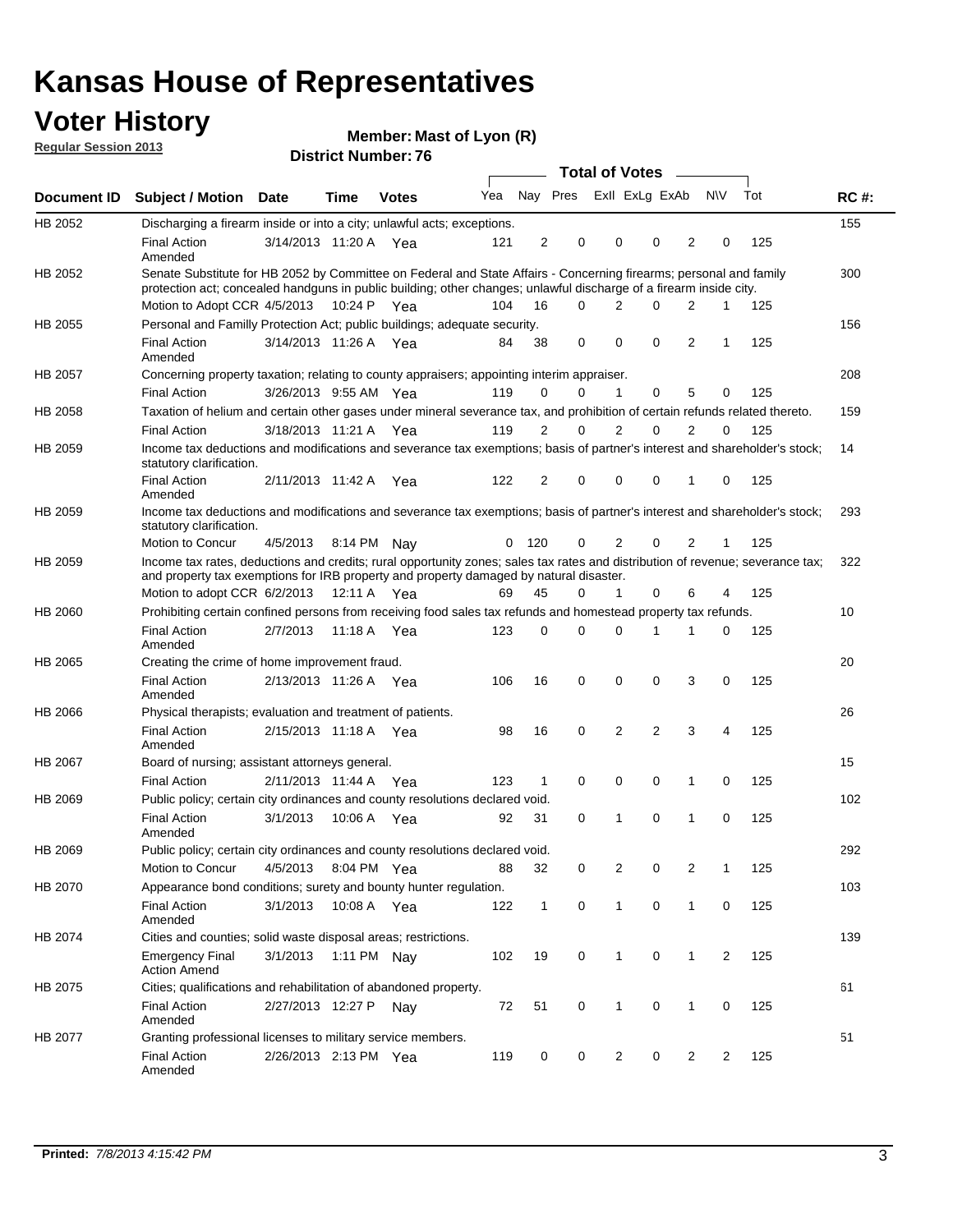# Kansas House of Representatives

## Voter History

**Regular Session 2013**

**Member: Mast of Lyon (R)**

**District Number: 76**

| Document ID | Subject / Motion | Date | Time | Votes | Yea | Nay | Pres | ExII | ExLg | ExAb | N\V | Tot | RC #: |
|---|---|---|---|---|---|---|---|---|---|---|---|---|---|
| HB 2052 | Discharging a firearm inside or into a city; unlawful acts; exceptions. | | | | | | | | | | | | 155 |
| | Final Action Amended | 3/14/2013 | 11:20 A | Yea | 121 | 2 | 0 | 0 | 0 | 2 | 0 | 125 | |
| HB 2052 | Senate Substitute for HB 2052 by Committee on Federal and State Affairs - Concerning firearms; personal and family protection act; concealed handguns in public building; other changes; unlawful discharge of a firearm inside city. | | | | | | | | | | | | 300 |
| | Motion to Adopt CCR | 4/5/2013 | 10:24 P | Yea | 104 | 16 | 0 | 2 | 0 | 2 | 1 | 125 | |
| HB 2055 | Personal and Familly Protection Act; public buildings; adequate security. | | | | | | | | | | | | 156 |
| | Final Action Amended | 3/14/2013 | 11:26 A | Yea | 84 | 38 | 0 | 0 | 0 | 2 | 1 | 125 | |
| HB 2057 | Concerning property taxation; relating to county appraisers; appointing interim appraiser. | | | | | | | | | | | | 208 |
| | Final Action | 3/26/2013 | 9:55 AM | Yea | 119 | 0 | 0 | 1 | 0 | 5 | 0 | 125 | |
| HB 2058 | Taxation of helium and certain other gases under mineral severance tax, and prohibition of certain refunds related thereto. | | | | | | | | | | | | 159 |
| | Final Action | 3/18/2013 | 11:21 A | Yea | 119 | 2 | 0 | 2 | 0 | 2 | 0 | 125 | |
| HB 2059 | Income tax deductions and modifications and severance tax exemptions; basis of partner's interest and shareholder's stock; statutory clarification. | | | | | | | | | | | | 14 |
| | Final Action Amended | 2/11/2013 | 11:42 A | Yea | 122 | 2 | 0 | 0 | 0 | 1 | 0 | 125 | |
| HB 2059 | Income tax deductions and modifications and severance tax exemptions; basis of partner's interest and shareholder's stock; statutory clarification. | | | | | | | | | | | | 293 |
| | Motion to Concur | 4/5/2013 | 8:14 PM | Nay | 0 | 120 | 0 | 2 | 0 | 2 | 1 | 125 | |
| HB 2059 | Income tax rates, deductions and credits; rural opportunity zones; sales tax rates and distribution of revenue; severance tax; and property tax exemptions for IRB property and property damaged by natural disaster. | | | | | | | | | | | | 322 |
| | Motion to adopt CCR | 6/2/2013 | 12:11 A | Yea | 69 | 45 | 0 | 1 | 0 | 6 | 4 | 125 | |
| HB 2060 | Prohibiting certain confined persons from receiving food sales tax refunds and homestead property tax refunds. | | | | | | | | | | | | 10 |
| | Final Action Amended | 2/7/2013 | 11:18 A | Yea | 123 | 0 | 0 | 0 | 1 | 1 | 0 | 125 | |
| HB 2065 | Creating the crime of home improvement fraud. | | | | | | | | | | | | 20 |
| | Final Action Amended | 2/13/2013 | 11:26 A | Yea | 106 | 16 | 0 | 0 | 0 | 3 | 0 | 125 | |
| HB 2066 | Physical therapists; evaluation and treatment of patients. | | | | | | | | | | | | 26 |
| | Final Action Amended | 2/15/2013 | 11:18 A | Yea | 98 | 16 | 0 | 2 | 2 | 3 | 4 | 125 | |
| HB 2067 | Board of nursing; assistant attorneys general. | | | | | | | | | | | | 15 |
| | Final Action | 2/11/2013 | 11:44 A | Yea | 123 | 1 | 0 | 0 | 0 | 1 | 0 | 125 | |
| HB 2069 | Public policy; certain city ordinances and county resolutions declared void. | | | | | | | | | | | | 102 |
| | Final Action Amended | 3/1/2013 | 10:06 A | Yea | 92 | 31 | 0 | 1 | 0 | 1 | 0 | 125 | |
| HB 2069 | Public policy; certain city ordinances and county resolutions declared void. | | | | | | | | | | | | 292 |
| | Motion to Concur | 4/5/2013 | 8:04 PM | Yea | 88 | 32 | 0 | 2 | 0 | 2 | 1 | 125 | |
| HB 2070 | Appearance bond conditions; surety and bounty hunter regulation. | | | | | | | | | | | | 103 |
| | Final Action Amended | 3/1/2013 | 10:08 A | Yea | 122 | 1 | 0 | 1 | 0 | 1 | 0 | 125 | |
| HB 2074 | Cities and counties; solid waste disposal areas; restrictions. | | | | | | | | | | | | 139 |
| | Emergency Final Action Amend | 3/1/2013 | 1:11 PM | Nay | 102 | 19 | 0 | 1 | 0 | 1 | 2 | 125 | |
| HB 2075 | Cities; qualifications and rehabilitation of abandoned property. | | | | | | | | | | | | 61 |
| | Final Action Amended | 2/27/2013 | 12:27 P | Nay | 72 | 51 | 0 | 1 | 0 | 1 | 0 | 125 | |
| HB 2077 | Granting professional licenses to military service members. | | | | | | | | | | | | 51 |
| | Final Action Amended | 2/26/2013 | 2:13 PM | Yea | 119 | 0 | 0 | 2 | 0 | 2 | 2 | 125 | |

**Printed:** *7/8/2013 4:15:42 PM*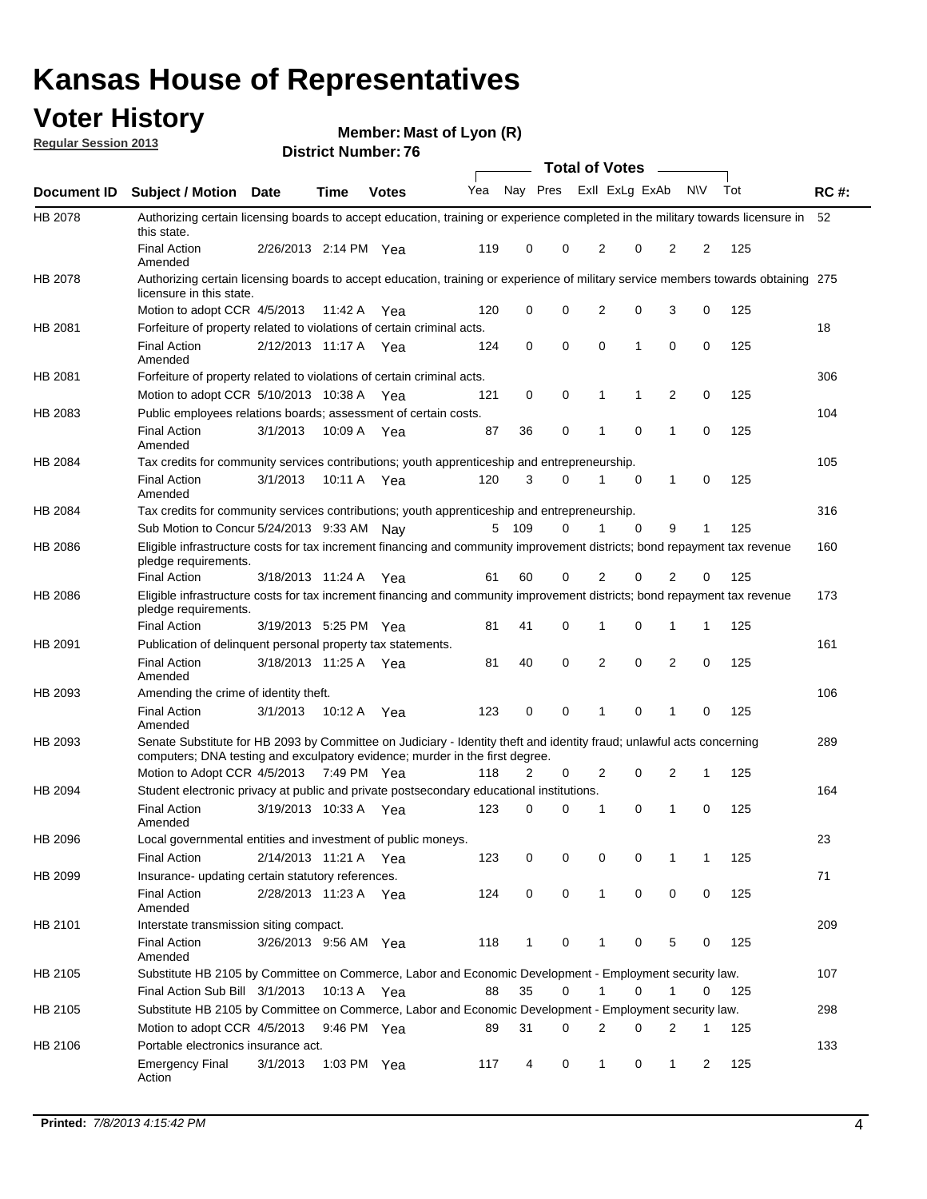# Kansas House of Representatives

## Voter History

**Regular Session 2013**

**Member: Mast of Lyon (R)**

**District Number: 76**

| Document ID | Subject / Motion | Date | Time | Votes | Yea | Nay | Pres | ExII | ExLg | ExAb | N\V | Tot | RC #: |
|---|---|---|---|---|---|---|---|---|---|---|---|---|---|
| HB 2078 | Authorizing certain licensing boards to accept education, training or experience completed in the military towards licensure in this state. | | | | | | | | | | | | 52 |
| | Final Action Amended | 2/26/2013 | 2:14 PM | Yea | 119 | 0 | 0 | 2 | 0 | 2 | 2 | 125 | |
| HB 2078 | Authorizing certain licensing boards to accept education, training or experience of military service members towards obtaining licensure in this state. | | | | | | | | | | | | 275 |
| | Motion to adopt CCR | 4/5/2013 | 11:42 A | Yea | 120 | 0 | 0 | 2 | 0 | 3 | 0 | 125 | |
| HB 2081 | Forfeiture of property related to violations of certain criminal acts. | | | | | | | | | | | | 18 |
| | Final Action Amended | 2/12/2013 | 11:17 A | Yea | 124 | 0 | 0 | 0 | 1 | 0 | 0 | 125 | |
| HB 2081 | Forfeiture of property related to violations of certain criminal acts. | | | | | | | | | | | | 306 |
| | Motion to adopt CCR | 5/10/2013 | 10:38 A | Yea | 121 | 0 | 0 | 1 | 1 | 2 | 0 | 125 | |
| HB 2083 | Public employees relations boards; assessment of certain costs. | | | | | | | | | | | | 104 |
| | Final Action Amended | 3/1/2013 | 10:09 A | Yea | 87 | 36 | 0 | 1 | 0 | 1 | 0 | 125 | |
| HB 2084 | Tax credits for community services contributions; youth apprenticeship and entrepreneurship. | | | | | | | | | | | | 105 |
| | Final Action Amended | 3/1/2013 | 10:11 A | Yea | 120 | 3 | 0 | 1 | 0 | 1 | 0 | 125 | |
| HB 2084 | Tax credits for community services contributions; youth apprenticeship and entrepreneurship. | | | | | | | | | | | | 316 |
| | Sub Motion to Concur | 5/24/2013 | 9:33 AM | Nay | 5 | 109 | 0 | 1 | 0 | 9 | 1 | 125 | |
| HB 2086 | Eligible infrastructure costs for tax increment financing and community improvement districts; bond repayment tax revenue pledge requirements. | | | | | | | | | | | | 160 |
| | Final Action | 3/18/2013 | 11:24 A | Yea | 61 | 60 | 0 | 2 | 0 | 2 | 0 | 125 | |
| HB 2086 | Eligible infrastructure costs for tax increment financing and community improvement districts; bond repayment tax revenue pledge requirements. | | | | | | | | | | | | 173 |
| | Final Action | 3/19/2013 | 5:25 PM | Yea | 81 | 41 | 0 | 1 | 0 | 1 | 1 | 125 | |
| HB 2091 | Publication of delinquent personal property tax statements. | | | | | | | | | | | | 161 |
| | Final Action Amended | 3/18/2013 | 11:25 A | Yea | 81 | 40 | 0 | 2 | 0 | 2 | 0 | 125 | |
| HB 2093 | Amending the crime of identity theft. | | | | | | | | | | | | 106 |
| | Final Action Amended | 3/1/2013 | 10:12 A | Yea | 123 | 0 | 0 | 1 | 0 | 1 | 0 | 125 | |
| HB 2093 | Senate Substitute for HB 2093 by Committee on Judiciary - Identity theft and identity fraud; unlawful acts concerning computers; DNA testing and exculpatory evidence; murder in the first degree. | | | | | | | | | | | | 289 |
| | Motion to Adopt CCR | 4/5/2013 | 7:49 PM | Yea | 118 | 2 | 0 | 2 | 0 | 2 | 1 | 125 | |
| HB 2094 | Student electronic privacy at public and private postsecondary educational institutions. | | | | | | | | | | | | 164 |
| | Final Action Amended | 3/19/2013 | 10:33 A | Yea | 123 | 0 | 0 | 1 | 0 | 1 | 0 | 125 | |
| HB 2096 | Local governmental entities and investment of public moneys. | | | | | | | | | | | | 23 |
| | Final Action | 2/14/2013 | 11:21 A | Yea | 123 | 0 | 0 | 0 | 0 | 1 | 1 | 125 | |
| HB 2099 | Insurance- updating certain statutory references. | | | | | | | | | | | | 71 |
| | Final Action Amended | 2/28/2013 | 11:23 A | Yea | 124 | 0 | 0 | 1 | 0 | 0 | 0 | 125 | |
| HB 2101 | Interstate transmission siting compact. | | | | | | | | | | | | 209 |
| | Final Action Amended | 3/26/2013 | 9:56 AM | Yea | 118 | 1 | 0 | 1 | 0 | 5 | 0 | 125 | |
| HB 2105 | Substitute HB 2105 by Committee on Commerce, Labor and Economic Development - Employment security law. | | | | | | | | | | | | 107 |
| | Final Action Sub Bill | 3/1/2013 | 10:13 A | Yea | 88 | 35 | 0 | 1 | 0 | 1 | 0 | 125 | |
| HB 2105 | Substitute HB 2105 by Committee on Commerce, Labor and Economic Development - Employment security law. | | | | | | | | | | | | 298 |
| | Motion to adopt CCR | 4/5/2013 | 9:46 PM | Yea | 89 | 31 | 0 | 2 | 0 | 2 | 1 | 125 | |
| HB 2106 | Portable electronics insurance act. | | | | | | | | | | | | 133 |
| | Emergency Final Action | 3/1/2013 | 1:03 PM | Yea | 117 | 4 | 0 | 1 | 0 | 1 | 2 | 125 | |

**Printed:** *7/8/2013 4:15:42 PM*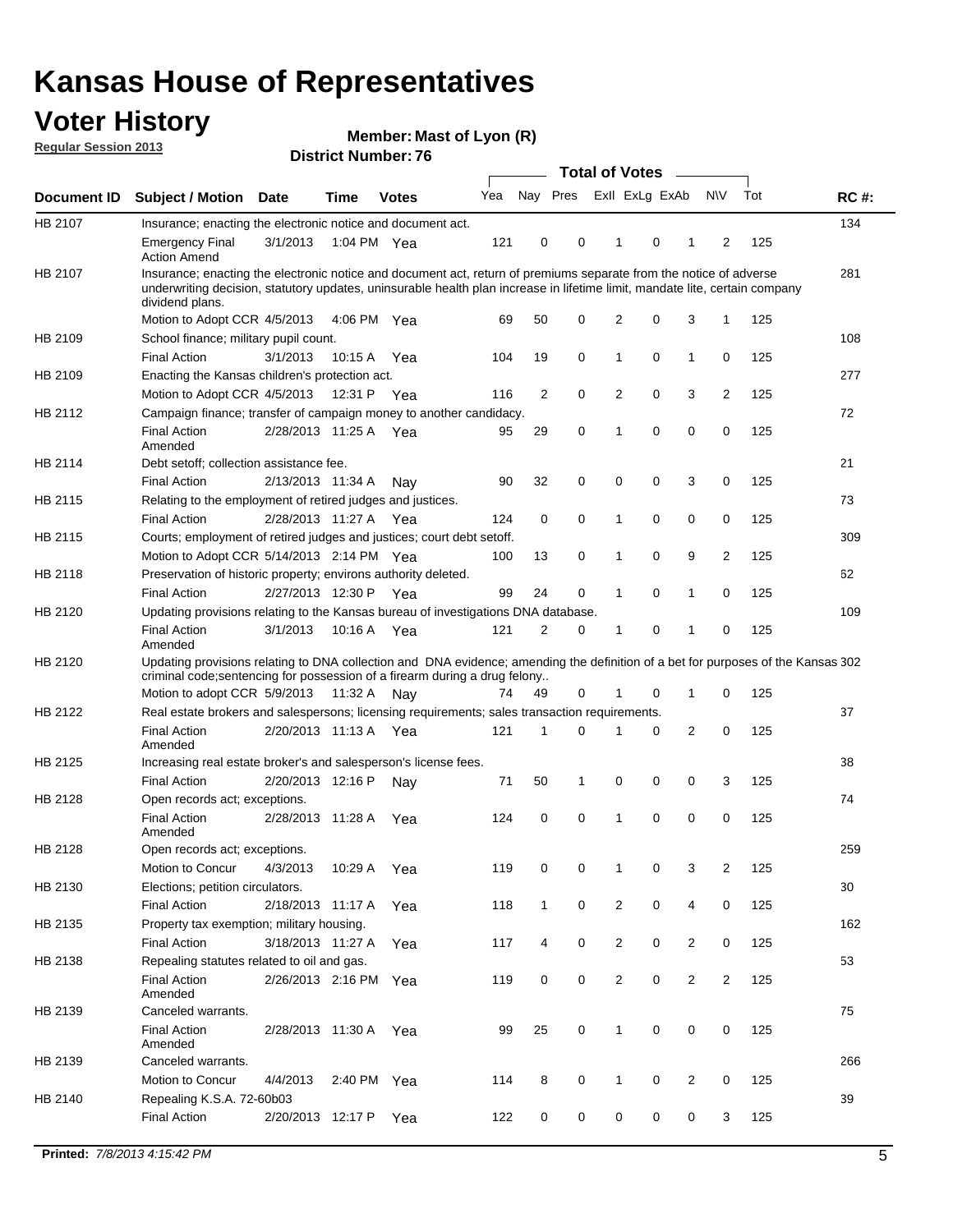# Kansas House of Representatives

## Voter History

**Regular Session 2013**

**Member: Mast of Lyon (R)**

**District Number: 76**

| Document ID | Subject / Motion | Date | Time | Votes | Yea | Nay | Pres | ExII | ExLg | ExAb | N\V | Tot | RC #: |
|---|---|---|---|---|---|---|---|---|---|---|---|---|---|
| HB 2107 | Insurance; enacting the electronic notice and document act. | | | | | | | | | | | | 134 |
| | Emergency Final Action Amend | 3/1/2013 | 1:04 PM | Yea | 121 | 0 | 0 | 1 | 0 | 1 | 2 | 125 | |
| HB 2107 | Insurance; enacting the electronic notice and document act, return of premiums separate from the notice of adverse underwriting decision, statutory updates, uninsurable health plan increase in lifetime limit, mandate lite, certain company dividend plans. | | | | | | | | | | | | 281 |
| | Motion to Adopt CCR | 4/5/2013 | 4:06 PM | Yea | 69 | 50 | 0 | 2 | 0 | 3 | 1 | 125 | |
| HB 2109 | School finance; military pupil count. | | | | | | | | | | | | 108 |
| | Final Action | 3/1/2013 | 10:15 A | Yea | 104 | 19 | 0 | 1 | 0 | 1 | 0 | 125 | |
| HB 2109 | Enacting the Kansas children's protection act. | | | | | | | | | | | | 277 |
| | Motion to Adopt CCR | 4/5/2013 | 12:31 P | Yea | 116 | 2 | 0 | 2 | 0 | 3 | 2 | 125 | |
| HB 2112 | Campaign finance; transfer of campaign money to another candidacy. | | | | | | | | | | | | 72 |
| | Final Action Amended | 2/28/2013 | 11:25 A | Yea | 95 | 29 | 0 | 1 | 0 | 0 | 0 | 125 | |
| HB 2114 | Debt setoff; collection assistance fee. | | | | | | | | | | | | 21 |
| | Final Action | 2/13/2013 | 11:34 A | Nay | 90 | 32 | 0 | 0 | 0 | 3 | 0 | 125 | |
| HB 2115 | Relating to the employment of retired judges and justices. | | | | | | | | | | | | 73 |
| | Final Action | 2/28/2013 | 11:27 A | Yea | 124 | 0 | 0 | 1 | 0 | 0 | 0 | 125 | |
| HB 2115 | Courts; employment of retired judges and justices; court debt setoff. | | | | | | | | | | | | 309 |
| | Motion to Adopt CCR | 5/14/2013 | 2:14 PM | Yea | 100 | 13 | 0 | 1 | 0 | 9 | 2 | 125 | |
| HB 2118 | Preservation of historic property; environs authority deleted. | | | | | | | | | | | | 62 |
| | Final Action | 2/27/2013 | 12:30 P | Yea | 99 | 24 | 0 | 1 | 0 | 1 | 0 | 125 | |
| HB 2120 | Updating provisions relating to the Kansas bureau of investigations DNA database. | | | | | | | | | | | | 109 |
| | Final Action Amended | 3/1/2013 | 10:16 A | Yea | 121 | 2 | 0 | 1 | 0 | 1 | 0 | 125 | |
| HB 2120 | Updating provisions relating to DNA collection and DNA evidence; amending the definition of a bet for purposes of the Kansas criminal code;sentencing for possession of a firearm during a drug felony.. | | | | | | | | | | | | 302 |
| | Motion to adopt CCR | 5/9/2013 | 11:32 A | Nay | 74 | 49 | 0 | 1 | 0 | 1 | 0 | 125 | |
| HB 2122 | Real estate brokers and salespersons; licensing requirements; sales transaction requirements. | | | | | | | | | | | | 37 |
| | Final Action Amended | 2/20/2013 | 11:13 A | Yea | 121 | 1 | 0 | 1 | 0 | 2 | 0 | 125 | |
| HB 2125 | Increasing real estate broker's and salesperson's license fees. | | | | | | | | | | | | 38 |
| | Final Action | 2/20/2013 | 12:16 P | Nay | 71 | 50 | 1 | 0 | 0 | 0 | 3 | 125 | |
| HB 2128 | Open records act; exceptions. | | | | | | | | | | | | 74 |
| | Final Action Amended | 2/28/2013 | 11:28 A | Yea | 124 | 0 | 0 | 1 | 0 | 0 | 0 | 125 | |
| HB 2128 | Open records act; exceptions. | | | | | | | | | | | | 259 |
| | Motion to Concur | 4/3/2013 | 10:29 A | Yea | 119 | 0 | 0 | 1 | 0 | 3 | 2 | 125 | |
| HB 2130 | Elections; petition circulators. | | | | | | | | | | | | 30 |
| | Final Action | 2/18/2013 | 11:17 A | Yea | 118 | 1 | 0 | 2 | 0 | 4 | 0 | 125 | |
| HB 2135 | Property tax exemption; military housing. | | | | | | | | | | | | 162 |
| | Final Action | 3/18/2013 | 11:27 A | Yea | 117 | 4 | 0 | 2 | 0 | 2 | 0 | 125 | |
| HB 2138 | Repealing statutes related to oil and gas. | | | | | | | | | | | | 53 |
| | Final Action Amended | 2/26/2013 | 2:16 PM | Yea | 119 | 0 | 0 | 2 | 0 | 2 | 2 | 125 | |
| HB 2139 | Canceled warrants. | | | | | | | | | | | | 75 |
| | Final Action Amended | 2/28/2013 | 11:30 A | Yea | 99 | 25 | 0 | 1 | 0 | 0 | 0 | 125 | |
| HB 2139 | Canceled warrants. | | | | | | | | | | | | 266 |
| | Motion to Concur | 4/4/2013 | 2:40 PM | Yea | 114 | 8 | 0 | 1 | 0 | 2 | 0 | 125 | |
| HB 2140 | Repealing K.S.A. 72-60b03 | | | | | | | | | | | | 39 |
| | Final Action | 2/20/2013 | 12:17 P | Yea | 122 | 0 | 0 | 0 | 0 | 0 | 3 | 125 | |

**Printed:** *7/8/2013 4:15:42 PM*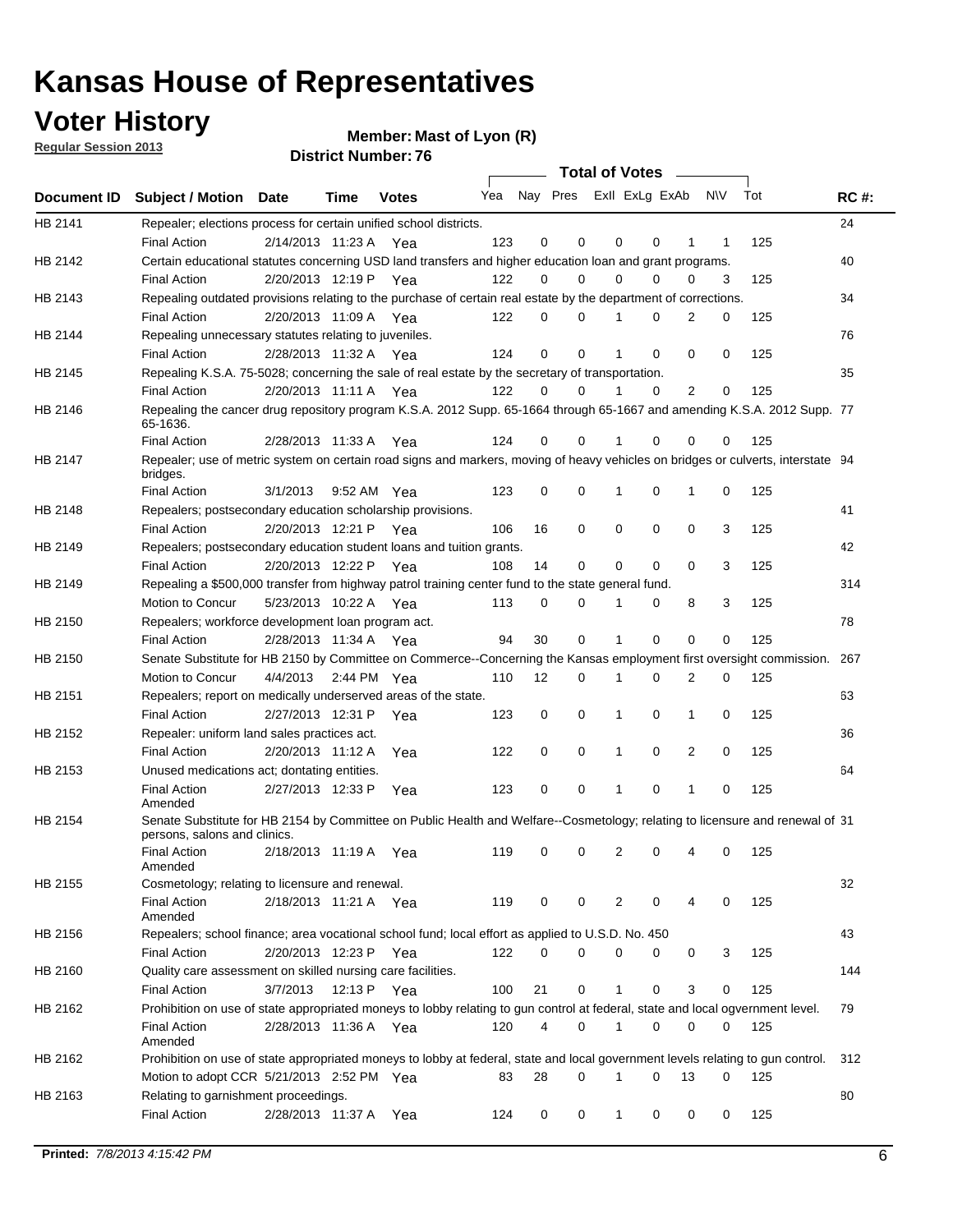# Kansas House of Representatives

## Voter History

**Regular Session 2013**

**Member: Mast of Lyon (R)**

**District Number: 76**

| Document ID | Subject / Motion | Date | Time | Votes | Yea | Nay | Pres | ExII | ExLg | ExAb | N\V | Tot | RC #: |
|---|---|---|---|---|---|---|---|---|---|---|---|---|---|
| HB 2141 | Repealer; elections process for certain unified school districts. | | | | | | | | | | | | 24 |
| | Final Action | 2/14/2013 | 11:23 A | Yea | 123 | 0 | 0 | 0 | 0 | 1 | 1 | 125 | |
| HB 2142 | Certain educational statutes concerning USD land transfers and higher education loan and grant programs. | | | | | | | | | | | | 40 |
| | Final Action | 2/20/2013 | 12:19 P | Yea | 122 | 0 | 0 | 0 | 0 | 0 | 3 | 125 | |
| HB 2143 | Repealing outdated provisions relating to the purchase of certain real estate by the department of corrections. | | | | | | | | | | | | 34 |
| | Final Action | 2/20/2013 | 11:09 A | Yea | 122 | 0 | 0 | 1 | 0 | 2 | 0 | 125 | |
| HB 2144 | Repealing unnecessary statutes relating to juveniles. | | | | | | | | | | | | 76 |
| | Final Action | 2/28/2013 | 11:32 A | Yea | 124 | 0 | 0 | 1 | 0 | 0 | 0 | 125 | |
| HB 2145 | Repealing K.S.A. 75-5028; concerning the sale of real estate by the secretary of transportation. | | | | | | | | | | | | 35 |
| | Final Action | 2/20/2013 | 11:11 A | Yea | 122 | 0 | 0 | 1 | 0 | 2 | 0 | 125 | |
| HB 2146 | Repealing the cancer drug repository program K.S.A. 2012 Supp. 65-1664 through 65-1667 and amending K.S.A. 2012 Supp. 65-1636. | | | | | | | | | | | | 77 |
| | Final Action | 2/28/2013 | 11:33 A | Yea | 124 | 0 | 0 | 1 | 0 | 0 | 0 | 125 | |
| HB 2147 | Repealer; use of metric system on certain road signs and markers, moving of heavy vehicles on bridges or culverts, interstate bridges. | | | | | | | | | | | | 94 |
| | Final Action | 3/1/2013 | 9:52 AM | Yea | 123 | 0 | 0 | 1 | 0 | 1 | 0 | 125 | |
| HB 2148 | Repealers; postsecondary education scholarship provisions. | | | | | | | | | | | | 41 |
| | Final Action | 2/20/2013 | 12:21 P | Yea | 106 | 16 | 0 | 0 | 0 | 0 | 3 | 125 | |
| HB 2149 | Repealers; postsecondary education student loans and tuition grants. | | | | | | | | | | | | 42 |
| | Final Action | 2/20/2013 | 12:22 P | Yea | 108 | 14 | 0 | 0 | 0 | 0 | 3 | 125 | |
| HB 2149 | Repealing a $500,000 transfer from highway patrol training center fund to the state general fund. | | | | | | | | | | | | 314 |
| | Motion to Concur | 5/23/2013 | 10:22 A | Yea | 113 | 0 | 0 | 1 | 0 | 8 | 3 | 125 | |
| HB 2150 | Repealers; workforce development loan program act. | | | | | | | | | | | | 78 |
| | Final Action | 2/28/2013 | 11:34 A | Yea | 94 | 30 | 0 | 1 | 0 | 0 | 0 | 125 | |
| HB 2150 | Senate Substitute for HB 2150 by Committee on Commerce--Concerning the Kansas employment first oversight commission. | | | | | | | | | | | | 267 |
| | Motion to Concur | 4/4/2013 | 2:44 PM | Yea | 110 | 12 | 0 | 1 | 0 | 2 | 0 | 125 | |
| HB 2151 | Repealers; report on medically underserved areas of the state. | | | | | | | | | | | | 63 |
| | Final Action | 2/27/2013 | 12:31 P | Yea | 123 | 0 | 0 | 1 | 0 | 1 | 0 | 125 | |
| HB 2152 | Repealer: uniform land sales practices act. | | | | | | | | | | | | 36 |
| | Final Action | 2/20/2013 | 11:12 A | Yea | 122 | 0 | 0 | 1 | 0 | 2 | 0 | 125 | |
| HB 2153 | Unused medications act; dontating entities. | | | | | | | | | | | | 64 |
| | Final Action Amended | 2/27/2013 | 12:33 P | Yea | 123 | 0 | 0 | 1 | 0 | 1 | 0 | 125 | |
| HB 2154 | Senate Substitute for HB 2154 by Committee on Public Health and Welfare--Cosmetology; relating to licensure and renewal of persons, salons and clinics. | | | | | | | | | | | | 31 |
| | Final Action Amended | 2/18/2013 | 11:19 A | Yea | 119 | 0 | 0 | 2 | 0 | 4 | 0 | 125 | |
| HB 2155 | Cosmetology; relating to licensure and renewal. | | | | | | | | | | | | 32 |
| | Final Action Amended | 2/18/2013 | 11:21 A | Yea | 119 | 0 | 0 | 2 | 0 | 4 | 0 | 125 | |
| HB 2156 | Repealers; school finance; area vocational school fund; local effort as applied to U.S.D. No. 450 | | | | | | | | | | | | 43 |
| | Final Action | 2/20/2013 | 12:23 P | Yea | 122 | 0 | 0 | 0 | 0 | 0 | 3 | 125 | |
| HB 2160 | Quality care assessment on skilled nursing care facilities. | | | | | | | | | | | | 144 |
| | Final Action | 3/7/2013 | 12:13 P | Yea | 100 | 21 | 0 | 1 | 0 | 3 | 0 | 125 | |
| HB 2162 | Prohibition on use of state appropriated moneys to lobby relating to gun control at federal, state and local ogvernment level. | | | | | | | | | | | | 79 |
| | Final Action Amended | 2/28/2013 | 11:36 A | Yea | 120 | 4 | 0 | 1 | 0 | 0 | 0 | 125 | |
| HB 2162 | Prohibition on use of state appropriated moneys to lobby at federal, state and local government levels relating to gun control. | | | | | | | | | | | | 312 |
| | Motion to adopt CCR | 5/21/2013 | 2:52 PM | Yea | 83 | 28 | 0 | 1 | 0 | 13 | 0 | 125 | |
| HB 2163 | Relating to garnishment proceedings. | | | | | | | | | | | | 80 |
| | Final Action | 2/28/2013 | 11:37 A | Yea | 124 | 0 | 0 | 1 | 0 | 0 | 0 | 125 | |

**Printed:** *7/8/2013 4:15:42 PM*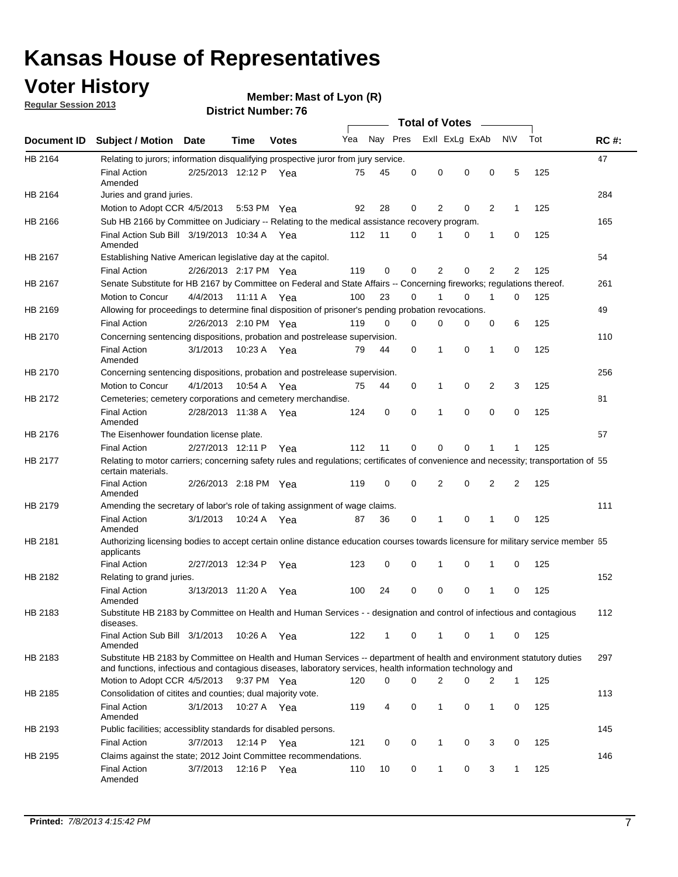# Kansas House of Representatives

## Voter History

**Regular Session 2013**

**Member: Mast of Lyon (R)**

**District Number: 76**

| Document ID | Subject / Motion | Date | Time | Votes | Yea | Nay | Pres | ExII | ExLg | ExAb | N\V | Tot | RC #: |
|---|---|---|---|---|---|---|---|---|---|---|---|---|---|
| HB 2164 | Relating to jurors; information disqualifying prospective juror from jury service. | | | | | | | | | | | | 47 |
| | Final Action Amended | 2/25/2013 | 12:12 P | Yea | 75 | 45 | 0 | 0 | 0 | 0 | 5 | 125 | |
| HB 2164 | Juries and grand juries. | | | | | | | | | | | | 284 |
| | Motion to Adopt CCR | 4/5/2013 | 5:53 PM | Yea | 92 | 28 | 0 | 2 | 0 | 2 | 1 | 125 | |
| HB 2166 | Sub HB 2166 by Committee on Judiciary -- Relating to the medical assistance recovery program. | | | | | | | | | | | | 165 |
| | Final Action Sub Bill Amended | 3/19/2013 | 10:34 A | Yea | 112 | 11 | 0 | 1 | 0 | 1 | 0 | 125 | |
| HB 2167 | Establishing Native American legislative day at the capitol. | | | | | | | | | | | | 54 |
| | Final Action | 2/26/2013 | 2:17 PM | Yea | 119 | 0 | 0 | 2 | 0 | 2 | 2 | 125 | |
| HB 2167 | Senate Substitute for HB 2167 by Committee on Federal and State Affairs -- Concerning fireworks; regulations thereof. | | | | | | | | | | | | 261 |
| | Motion to Concur | 4/4/2013 | 11:11 A | Yea | 100 | 23 | 0 | 1 | 0 | 1 | 0 | 125 | |
| HB 2169 | Allowing for proceedings to determine final disposition of prisoner's pending probation revocations. | | | | | | | | | | | | 49 |
| | Final Action | 2/26/2013 | 2:10 PM | Yea | 119 | 0 | 0 | 0 | 0 | 0 | 6 | 125 | |
| HB 2170 | Concerning sentencing dispositions, probation and postrelease supervision. | | | | | | | | | | | | 110 |
| | Final Action Amended | 3/1/2013 | 10:23 A | Yea | 79 | 44 | 0 | 1 | 0 | 1 | 0 | 125 | |
| HB 2170 | Concerning sentencing dispositions, probation and postrelease supervision. | | | | | | | | | | | | 256 |
| | Motion to Concur | 4/1/2013 | 10:54 A | Yea | 75 | 44 | 0 | 1 | 0 | 2 | 3 | 125 | |
| HB 2172 | Cemeteries; cemetery corporations and cemetery merchandise. | | | | | | | | | | | | 81 |
| | Final Action Amended | 2/28/2013 | 11:38 A | Yea | 124 | 0 | 0 | 1 | 0 | 0 | 0 | 125 | |
| HB 2176 | The Eisenhower foundation license plate. | | | | | | | | | | | | 57 |
| | Final Action | 2/27/2013 | 12:11 P | Yea | 112 | 11 | 0 | 0 | 0 | 1 | 1 | 125 | |
| HB 2177 | Relating to motor carriers; concerning safety rules and regulations; certificates of convenience and necessity; transportation of certain materials. | | | | | | | | | | | | 55 |
| | Final Action Amended | 2/26/2013 | 2:18 PM | Yea | 119 | 0 | 0 | 2 | 0 | 2 | 2 | 125 | |
| HB 2179 | Amending the secretary of labor's role of taking assignment of wage claims. | | | | | | | | | | | | 111 |
| | Final Action Amended | 3/1/2013 | 10:24 A | Yea | 87 | 36 | 0 | 1 | 0 | 1 | 0 | 125 | |
| HB 2181 | Authorizing licensing bodies to accept certain online distance education courses towards licensure for military service member applicants | | | | | | | | | | | | 65 |
| | Final Action | 2/27/2013 | 12:34 P | Yea | 123 | 0 | 0 | 1 | 0 | 1 | 0 | 125 | |
| HB 2182 | Relating to grand juries. | | | | | | | | | | | | 152 |
| | Final Action Amended | 3/13/2013 | 11:20 A | Yea | 100 | 24 | 0 | 0 | 0 | 1 | 0 | 125 | |
| HB 2183 | Substitute HB 2183 by Committee on Health and Human Services - - designation and control of infectious and contagious diseases. | | | | | | | | | | | | 112 |
| | Final Action Sub Bill Amended | 3/1/2013 | 10:26 A | Yea | 122 | 1 | 0 | 1 | 0 | 1 | 0 | 125 | |
| HB 2183 | Substitute HB 2183 by Committee on Health and Human Services -- department of health and environment statutory duties and functions, infectious and contagious diseases, laboratory services, health information technology and | | | | | | | | | | | | 297 |
| | Motion to Adopt CCR | 4/5/2013 | 9:37 PM | Yea | 120 | 0 | 0 | 2 | 0 | 2 | 1 | 125 | |
| HB 2185 | Consolidation of citites and counties; dual majority vote. | | | | | | | | | | | | 113 |
| | Final Action Amended | 3/1/2013 | 10:27 A | Yea | 119 | 4 | 0 | 1 | 0 | 1 | 0 | 125 | |
| HB 2193 | Public facilities; accessiblity standards for disabled persons. | | | | | | | | | | | | 145 |
| | Final Action | 3/7/2013 | 12:14 P | Yea | 121 | 0 | 0 | 1 | 0 | 3 | 0 | 125 | |
| HB 2195 | Claims against the state; 2012 Joint Committee recommendations. | | | | | | | | | | | | 146 |
| | Final Action Amended | 3/7/2013 | 12:16 P | Yea | 110 | 10 | 0 | 1 | 0 | 3 | 1 | 125 | |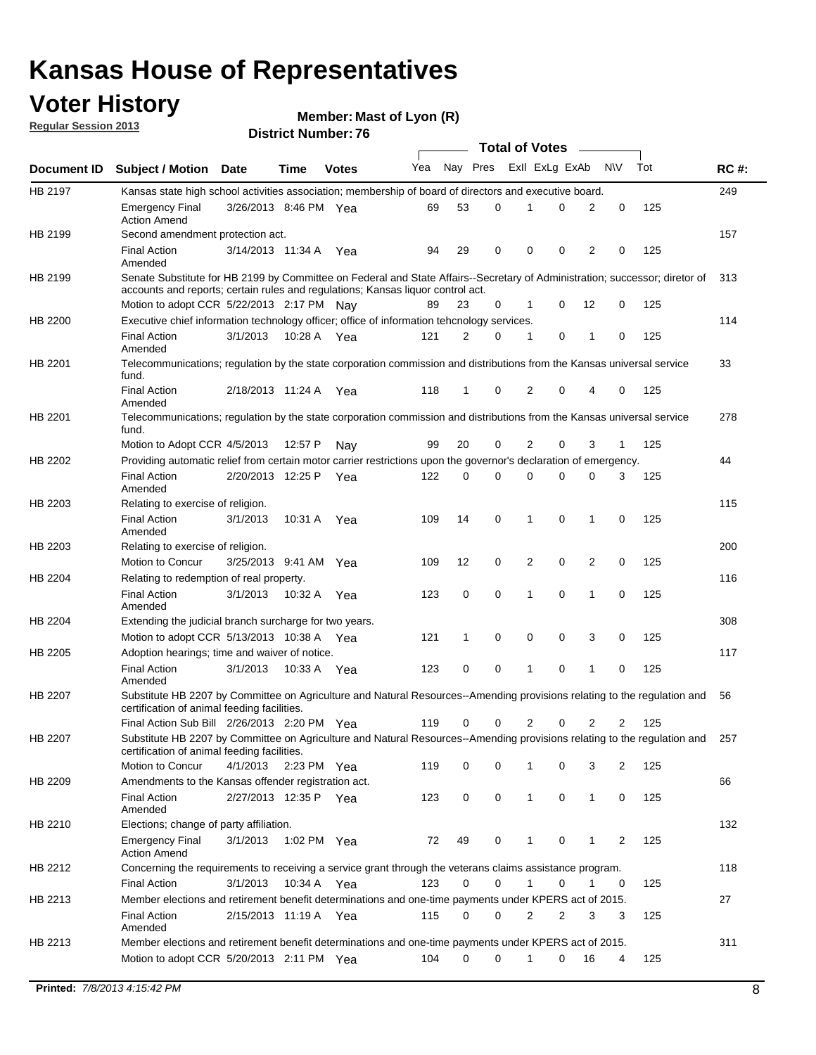# Kansas House of Representatives

## Voter History

**Regular Session 2013**

**Member: Mast of Lyon (R)**

**District Number: 76**

| Document ID | Subject / Motion | Date | Time | Votes | Yea | Nay | Pres | ExII | ExLg | ExAb | N\V | Tot | RC #: |
|---|---|---|---|---|---|---|---|---|---|---|---|---|---|
| HB 2197 | Kansas state high school activities association; membership of board of directors and executive board. | | | | | | | | | | | | 249 |
| | Emergency Final Action Amend | 3/26/2013 | 8:46 PM | Yea | 69 | 53 | 0 | 1 | 0 | 2 | 0 | 125 | |
| HB 2199 | Second amendment protection act. | | | | | | | | | | | | 157 |
| | Final Action Amended | 3/14/2013 | 11:34 A | Yea | 94 | 29 | 0 | 0 | 0 | 2 | 0 | 125 | |
| HB 2199 | Senate Substitute for HB 2199 by Committee on Federal and State Affairs--Secretary of Administration; successor; diretor of accounts and reports; certain rules and regulations; Kansas liquor control act. | | | | | | | | | | | | 313 |
| | Motion to adopt CCR | 5/22/2013 | 2:17 PM | Nay | 89 | 23 | 0 | 1 | 0 | 12 | 0 | 125 | |
| HB 2200 | Executive chief information technology officer; office of information tehcnology services. | | | | | | | | | | | | 114 |
| | Final Action Amended | 3/1/2013 | 10:28 A | Yea | 121 | 2 | 0 | 1 | 0 | 1 | 0 | 125 | |
| HB 2201 | Telecommunications; regulation by the state corporation commission and distributions from the Kansas universal service fund. | | | | | | | | | | | | 33 |
| | Final Action Amended | 2/18/2013 | 11:24 A | Yea | 118 | 1 | 0 | 2 | 0 | 4 | 0 | 125 | |
| HB 2201 | Telecommunications; regulation by the state corporation commission and distributions from the Kansas universal service fund. | | | | | | | | | | | | 278 |
| | Motion to Adopt CCR | 4/5/2013 | 12:57 P | Nay | 99 | 20 | 0 | 2 | 0 | 3 | 1 | 125 | |
| HB 2202 | Providing automatic relief from certain motor carrier restrictions upon the governor's declaration of emergency. | | | | | | | | | | | | 44 |
| | Final Action Amended | 2/20/2013 | 12:25 P | Yea | 122 | 0 | 0 | 0 | 0 | 0 | 3 | 125 | |
| HB 2203 | Relating to exercise of religion. | | | | | | | | | | | | 115 |
| | Final Action Amended | 3/1/2013 | 10:31 A | Yea | 109 | 14 | 0 | 1 | 0 | 1 | 0 | 125 | |
| HB 2203 | Relating to exercise of religion. | | | | | | | | | | | | 200 |
| | Motion to Concur | 3/25/2013 | 9:41 AM | Yea | 109 | 12 | 0 | 2 | 0 | 2 | 0 | 125 | |
| HB 2204 | Relating to redemption of real property. | | | | | | | | | | | | 116 |
| | Final Action Amended | 3/1/2013 | 10:32 A | Yea | 123 | 0 | 0 | 1 | 0 | 1 | 0 | 125 | |
| HB 2204 | Extending the judicial branch surcharge for two years. | | | | | | | | | | | | 308 |
| | Motion to adopt CCR | 5/13/2013 | 10:38 A | Yea | 121 | 1 | 0 | 0 | 0 | 3 | 0 | 125 | |
| HB 2205 | Adoption hearings; time and waiver of notice. | | | | | | | | | | | | 117 |
| | Final Action Amended | 3/1/2013 | 10:33 A | Yea | 123 | 0 | 0 | 1 | 0 | 1 | 0 | 125 | |
| HB 2207 | Substitute HB 2207 by Committee on Agriculture and Natural Resources--Amending provisions relating to the regulation and certification of animal feeding facilities. | | | | | | | | | | | | 56 |
| | Final Action Sub Bill | 2/26/2013 | 2:20 PM | Yea | 119 | 0 | 0 | 2 | 0 | 2 | 2 | 125 | |
| HB 2207 | Substitute HB 2207 by Committee on Agriculture and Natural Resources--Amending provisions relating to the regulation and certification of animal feeding facilities. | | | | | | | | | | | | 257 |
| | Motion to Concur | 4/1/2013 | 2:23 PM | Yea | 119 | 0 | 0 | 1 | 0 | 3 | 2 | 125 | |
| HB 2209 | Amendments to the Kansas offender registration act. | | | | | | | | | | | | 66 |
| | Final Action Amended | 2/27/2013 | 12:35 P | Yea | 123 | 0 | 0 | 1 | 0 | 1 | 0 | 125 | |
| HB 2210 | Elections; change of party affiliation. | | | | | | | | | | | | 132 |
| | Emergency Final Action Amend | 3/1/2013 | 1:02 PM | Yea | 72 | 49 | 0 | 1 | 0 | 1 | 2 | 125 | |
| HB 2212 | Concerning the requirements to receiving a service grant through the veterans claims assistance program. | | | | | | | | | | | | 118 |
| | Final Action | 3/1/2013 | 10:34 A | Yea | 123 | 0 | 0 | 1 | 0 | 1 | 0 | 125 | |
| HB 2213 | Member elections and retirement benefit determinations and one-time payments under KPERS act of 2015. | | | | | | | | | | | | 27 |
| | Final Action Amended | 2/15/2013 | 11:19 A | Yea | 115 | 0 | 0 | 2 | 2 | 3 | 3 | 125 | |
| HB 2213 | Member elections and retirement benefit determinations and one-time payments under KPERS act of 2015. | | | | | | | | | | | | 311 |
| | Motion to adopt CCR | 5/20/2013 | 2:11 PM | Yea | 104 | 0 | 0 | 1 | 0 | 16 | 4 | 125 | |

**Printed:** *7/8/2013 4:15:42 PM*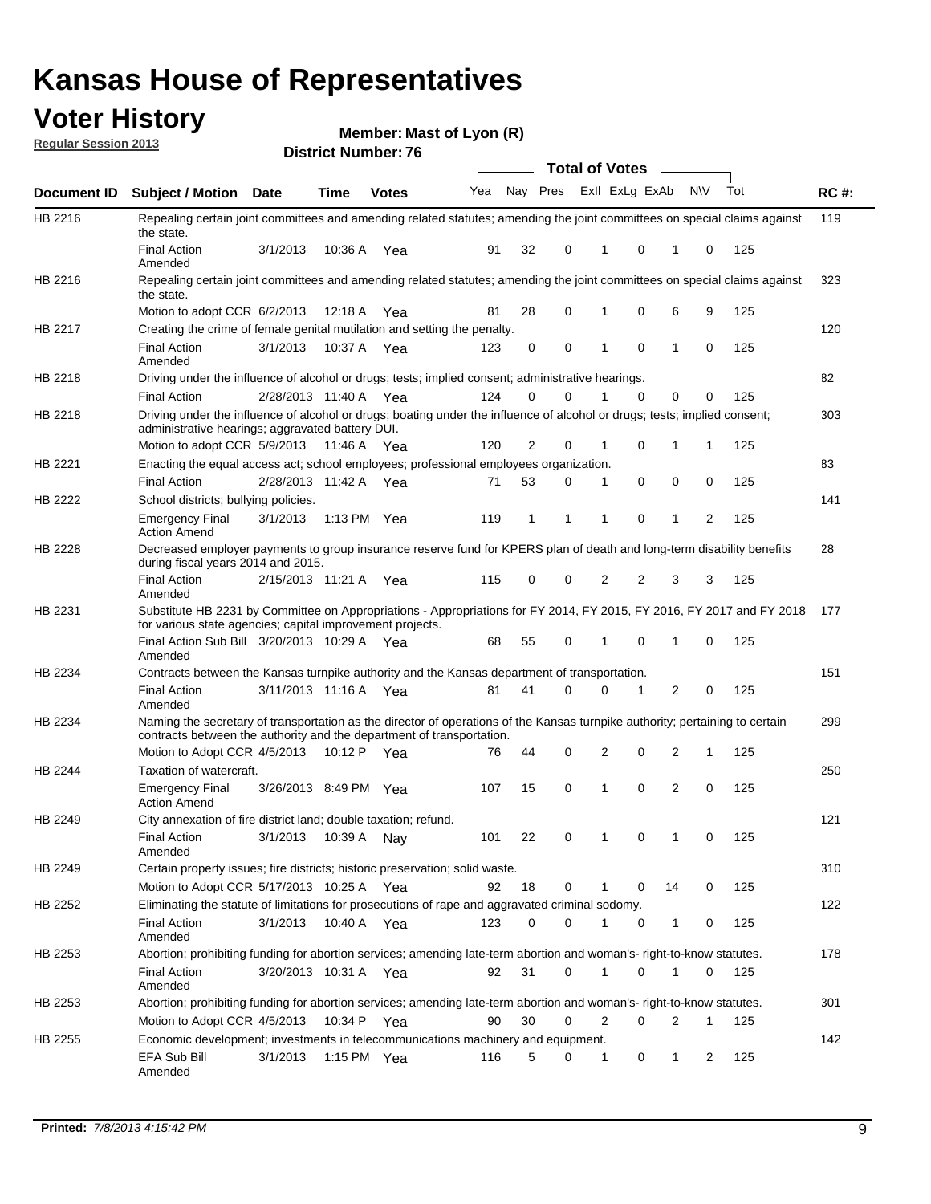# Kansas House of Representatives

## Voter History

**Regular Session 2013**

**Member: Mast of Lyon (R)**

**District Number: 76**

| Document ID | Subject / Motion | Date | Time | Votes | Yea | Nay | Pres | ExII | ExLg | ExAb | N\V | Tot | RC #: |
|---|---|---|---|---|---|---|---|---|---|---|---|---|---|
| HB 2216 | Repealing certain joint committees and amending related statutes; amending the joint committees on special claims against the state. | | | | | | | | | | | | 119 |
| | Final Action Amended | 3/1/2013 | 10:36 A | Yea | 91 | 32 | 0 | 1 | 0 | 1 | 0 | 125 | |
| HB 2216 | Repealing certain joint committees and amending related statutes; amending the joint committees on special claims against the state. | | | | | | | | | | | | 323 |
| | Motion to adopt CCR | 6/2/2013 | 12:18 A | Yea | 81 | 28 | 0 | 1 | 0 | 6 | 9 | 125 | |
| HB 2217 | Creating the crime of female genital mutilation and setting the penalty. | | | | | | | | | | | | 120 |
| | Final Action Amended | 3/1/2013 | 10:37 A | Yea | 123 | 0 | 0 | 1 | 0 | 1 | 0 | 125 | |
| HB 2218 | Driving under the influence of alcohol or drugs; tests; implied consent; administrative hearings. | | | | | | | | | | | | 82 |
| | Final Action | 2/28/2013 | 11:40 A | Yea | 124 | 0 | 0 | 1 | 0 | 0 | 0 | 125 | |
| HB 2218 | Driving under the influence of alcohol or drugs; boating under the influence of alcohol or drugs; tests; implied consent; administrative hearings; aggravated battery DUI. | | | | | | | | | | | | 303 |
| | Motion to adopt CCR | 5/9/2013 | 11:46 A | Yea | 120 | 2 | 0 | 1 | 0 | 1 | 1 | 125 | |
| HB 2221 | Enacting the equal access act; school employees; professional employees organization. | | | | | | | | | | | | 83 |
| | Final Action | 2/28/2013 | 11:42 A | Yea | 71 | 53 | 0 | 1 | 0 | 0 | 0 | 125 | |
| HB 2222 | School districts; bullying policies. | | | | | | | | | | | | 141 |
| | Emergency Final Action Amend | 3/1/2013 | 1:13 PM | Yea | 119 | 1 | 1 | 1 | 0 | 1 | 2 | 125 | |
| HB 2228 | Decreased employer payments to group insurance reserve fund for KPERS plan of death and long-term disability benefits during fiscal years 2014 and 2015. | | | | | | | | | | | | 28 |
| | Final Action Amended | 2/15/2013 | 11:21 A | Yea | 115 | 0 | 0 | 2 | 2 | 3 | 3 | 125 | |
| HB 2231 | Substitute HB 2231 by Committee on Appropriations - Appropriations for FY 2014, FY 2015, FY 2016, FY 2017 and FY 2018 for various state agencies; capital improvement projects. | | | | | | | | | | | | 177 |
| | Final Action Sub Bill Amended | 3/20/2013 | 10:29 A | Yea | 68 | 55 | 0 | 1 | 0 | 1 | 0 | 125 | |
| HB 2234 | Contracts between the Kansas turnpike authority and the Kansas department of transportation. | | | | | | | | | | | | 151 |
| | Final Action Amended | 3/11/2013 | 11:16 A | Yea | 81 | 41 | 0 | 0 | 1 | 2 | 0 | 125 | |
| HB 2234 | Naming the secretary of transportation as the director of operations of the Kansas turnpike authority; pertaining to certain contracts between the authority and the department of transportation. | | | | | | | | | | | | 299 |
| | Motion to Adopt CCR | 4/5/2013 | 10:12 P | Yea | 76 | 44 | 0 | 2 | 0 | 2 | 1 | 125 | |
| HB 2244 | Taxation of watercraft. | | | | | | | | | | | | 250 |
| | Emergency Final Action Amend | 3/26/2013 | 8:49 PM | Yea | 107 | 15 | 0 | 1 | 0 | 2 | 0 | 125 | |
| HB 2249 | City annexation of fire district land; double taxation; refund. | | | | | | | | | | | | 121 |
| | Final Action Amended | 3/1/2013 | 10:39 A | Nay | 101 | 22 | 0 | 1 | 0 | 1 | 0 | 125 | |
| HB 2249 | Certain property issues; fire districts; historic preservation; solid waste. | | | | | | | | | | | | 310 |
| | Motion to Adopt CCR | 5/17/2013 | 10:25 A | Yea | 92 | 18 | 0 | 1 | 0 | 14 | 0 | 125 | |
| HB 2252 | Eliminating the statute of limitations for prosecutions of rape and aggravated criminal sodomy. | | | | | | | | | | | | 122 |
| | Final Action Amended | 3/1/2013 | 10:40 A | Yea | 123 | 0 | 0 | 1 | 0 | 1 | 0 | 125 | |
| HB 2253 | Abortion; prohibiting funding for abortion services; amending late-term abortion and woman's- right-to-know statutes. | | | | | | | | | | | | 178 |
| | Final Action Amended | 3/20/2013 | 10:31 A | Yea | 92 | 31 | 0 | 1 | 0 | 1 | 0 | 125 | |
| HB 2253 | Abortion; prohibiting funding for abortion services; amending late-term abortion and woman's- right-to-know statutes. | | | | | | | | | | | | 301 |
| | Motion to Adopt CCR | 4/5/2013 | 10:34 P | Yea | 90 | 30 | 0 | 2 | 0 | 2 | 1 | 125 | |
| HB 2255 | Economic development; investments in telecommunications machinery and equipment. | | | | | | | | | | | | 142 |
| | EFA Sub Bill Amended | 3/1/2013 | 1:15 PM | Yea | 116 | 5 | 0 | 1 | 0 | 1 | 2 | 125 | |

**Printed:** *7/8/2013 4:15:42 PM*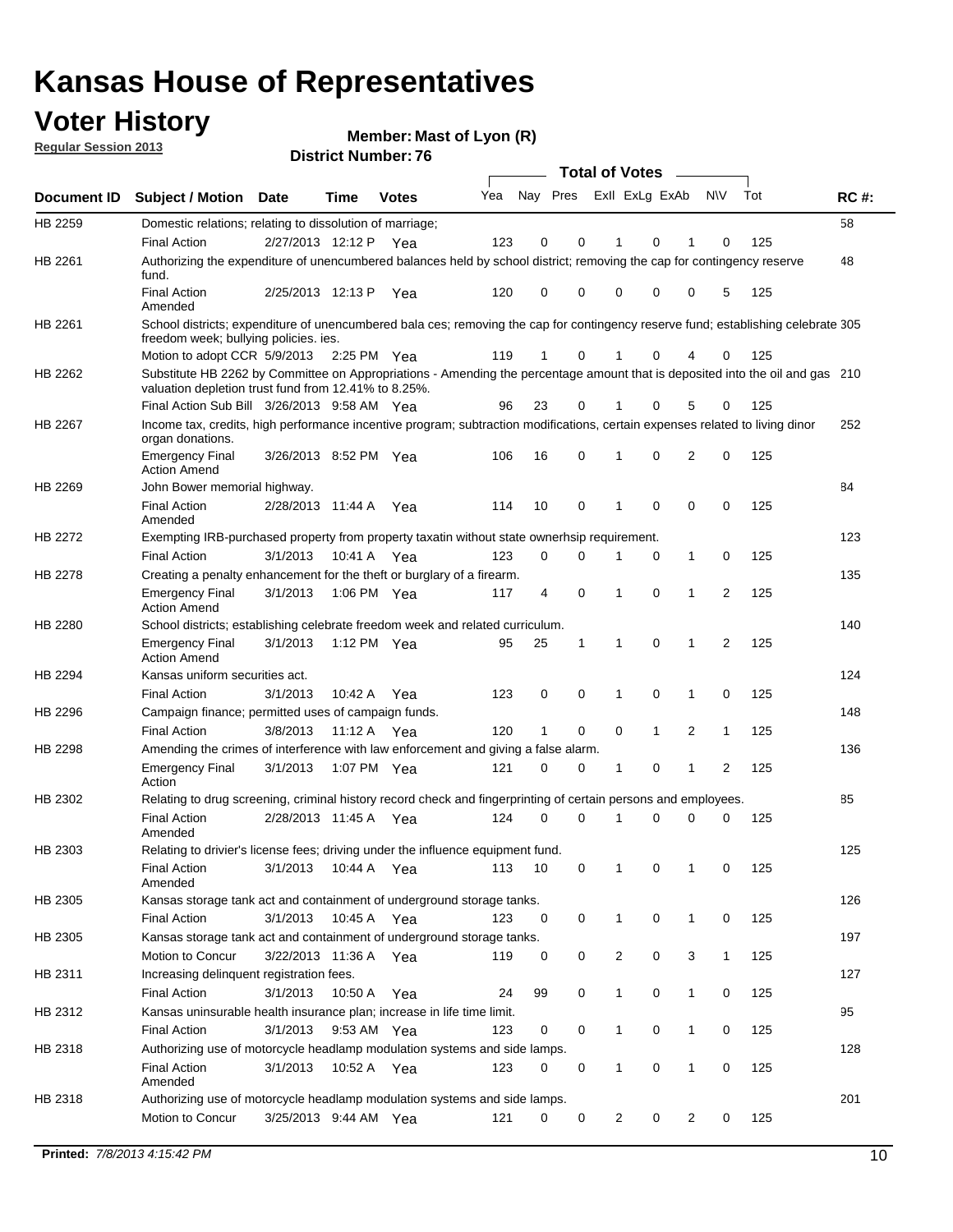# Kansas House of Representatives

## Voter History

**Regular Session 2013**

**Member: Mast of Lyon (R)**

**District Number: 76**

| Document ID | Subject / Motion | Date | Time | Votes | Yea | Nay | Pres | ExII | ExLg | ExAb | N\V | Tot | RC #: |
|---|---|---|---|---|---|---|---|---|---|---|---|---|---|
| HB 2259 | Domestic relations; relating to dissolution of marriage; | | | | | | | | | | | | 58 |
| | Final Action | 2/27/2013 | 12:12 P | Yea | 123 | 0 | 0 | 1 | 0 | 1 | 0 | 125 | |
| HB 2261 | Authorizing the expenditure of unencumbered balances held by school district; removing the cap for contingency reserve fund. | | | | | | | | | | | | 48 |
| | Final Action Amended | 2/25/2013 | 12:13 P | Yea | 120 | 0 | 0 | 0 | 0 | 0 | 5 | 125 | |
| HB 2261 | School districts; expenditure of unencumbered bala ces; removing the cap for contingency reserve fund; establishing celebrate freedom week; bullying policies. ies. | | | | | | | | | | | | 305 |
| | Motion to adopt CCR | 5/9/2013 | 2:25 PM | Yea | 119 | 1 | 0 | 1 | 0 | 4 | 0 | 125 | |
| HB 2262 | Substitute HB 2262 by Committee on Appropriations - Amending the percentage amount that is deposited into the oil and gas valuation depletion trust fund from 12.41% to 8.25%. | | | | | | | | | | | | 210 |
| | Final Action Sub Bill | 3/26/2013 | 9:58 AM | Yea | 96 | 23 | 0 | 1 | 0 | 5 | 0 | 125 | |
| HB 2267 | Income tax, credits, high performance incentive program; subtraction modifications, certain expenses related to living dinor organ donations. | | | | | | | | | | | | 252 |
| | Emergency Final Action Amend | 3/26/2013 | 8:52 PM | Yea | 106 | 16 | 0 | 1 | 0 | 2 | 0 | 125 | |
| HB 2269 | John Bower memorial highway. | | | | | | | | | | | | 84 |
| | Final Action Amended | 2/28/2013 | 11:44 A | Yea | 114 | 10 | 0 | 1 | 0 | 0 | 0 | 125 | |
| HB 2272 | Exempting IRB-purchased property from property taxatin without state ownerhsip requirement. | | | | | | | | | | | | 123 |
| | Final Action | 3/1/2013 | 10:41 A | Yea | 123 | 0 | 0 | 1 | 0 | 1 | 0 | 125 | |
| HB 2278 | Creating a penalty enhancement for the theft or burglary of a firearm. | | | | | | | | | | | | 135 |
| | Emergency Final Action Amend | 3/1/2013 | 1:06 PM | Yea | 117 | 4 | 0 | 1 | 0 | 1 | 2 | 125 | |
| HB 2280 | School districts; establishing celebrate freedom week and related curriculum. | | | | | | | | | | | | 140 |
| | Emergency Final Action Amend | 3/1/2013 | 1:12 PM | Yea | 95 | 25 | 1 | 1 | 0 | 1 | 2 | 125 | |
| HB 2294 | Kansas uniform securities act. | | | | | | | | | | | | 124 |
| | Final Action | 3/1/2013 | 10:42 A | Yea | 123 | 0 | 0 | 1 | 0 | 1 | 0 | 125 | |
| HB 2296 | Campaign finance; permitted uses of campaign funds. | | | | | | | | | | | | 148 |
| | Final Action | 3/8/2013 | 11:12 A | Yea | 120 | 1 | 0 | 0 | 1 | 2 | 1 | 125 | |
| HB 2298 | Amending the crimes of interference with law enforcement and giving a false alarm. | | | | | | | | | | | | 136 |
| | Emergency Final Action | 3/1/2013 | 1:07 PM | Yea | 121 | 0 | 0 | 1 | 0 | 1 | 2 | 125 | |
| HB 2302 | Relating to drug screening, criminal history record check and fingerprinting of certain persons and employees. | | | | | | | | | | | | 85 |
| | Final Action Amended | 2/28/2013 | 11:45 A | Yea | 124 | 0 | 0 | 1 | 0 | 0 | 0 | 125 | |
| HB 2303 | Relating to drivier's license fees; driving under the influence equipment fund. | | | | | | | | | | | | 125 |
| | Final Action Amended | 3/1/2013 | 10:44 A | Yea | 113 | 10 | 0 | 1 | 0 | 1 | 0 | 125 | |
| HB 2305 | Kansas storage tank act and containment of underground storage tanks. | | | | | | | | | | | | 126 |
| | Final Action | 3/1/2013 | 10:45 A | Yea | 123 | 0 | 0 | 1 | 0 | 1 | 0 | 125 | |
| HB 2305 | Kansas storage tank act and containment of underground storage tanks. | | | | | | | | | | | | 197 |
| | Motion to Concur | 3/22/2013 | 11:36 A | Yea | 119 | 0 | 0 | 2 | 0 | 3 | 1 | 125 | |
| HB 2311 | Increasing delinquent registration fees. | | | | | | | | | | | | 127 |
| | Final Action | 3/1/2013 | 10:50 A | Yea | 24 | 99 | 0 | 1 | 0 | 1 | 0 | 125 | |
| HB 2312 | Kansas uninsurable health insurance plan; increase in life time limit. | | | | | | | | | | | | 95 |
| | Final Action | 3/1/2013 | 9:53 AM | Yea | 123 | 0 | 0 | 1 | 0 | 1 | 0 | 125 | |
| HB 2318 | Authorizing use of motorcycle headlamp modulation systems and side lamps. | | | | | | | | | | | | 128 |
| | Final Action Amended | 3/1/2013 | 10:52 A | Yea | 123 | 0 | 0 | 1 | 0 | 1 | 0 | 125 | |
| HB 2318 | Authorizing use of motorcycle headlamp modulation systems and side lamps. | | | | | | | | | | | | 201 |
| | Motion to Concur | 3/25/2013 | 9:44 AM | Yea | 121 | 0 | 0 | 2 | 0 | 2 | 0 | 125 | |

**Printed:** *7/8/2013 4:15:42 PM*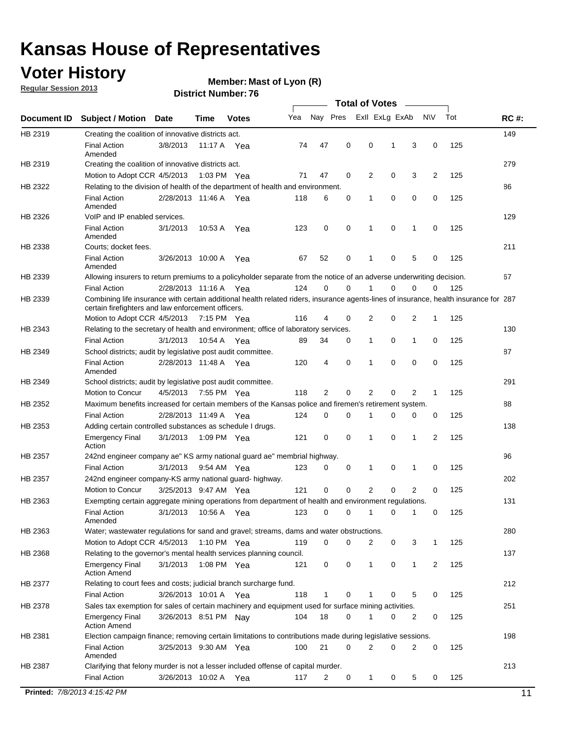# Kansas House of Representatives

## Voter History

**Regular Session 2013**

**Member: Mast of Lyon (R)**

**District Number: 76**

| Document ID | Subject / Motion | Date | Time | Votes | Yea | Nay | Pres | ExII | ExLg | ExAb | N\V | Tot | RC #: |
|---|---|---|---|---|---|---|---|---|---|---|---|---|---|
| HB 2319 | Creating the coalition of innovative districts act. | | | | | | | | | | | | 149 |
| | Final Action Amended | 3/8/2013 | 11:17 A | Yea | 74 | 47 | 0 | 0 | 1 | 3 | 0 | 125 | |
| HB 2319 | Creating the coalition of innovative districts act. | | | | | | | | | | | | 279 |
| | Motion to Adopt CCR | 4/5/2013 | 1:03 PM | Yea | 71 | 47 | 0 | 2 | 0 | 3 | 2 | 125 | |
| HB 2322 | Relating to the division of health of the department of health and environment. | | | | | | | | | | | | 86 |
| | Final Action Amended | 2/28/2013 | 11:46 A | Yea | 118 | 6 | 0 | 1 | 0 | 0 | 0 | 125 | |
| HB 2326 | VoIP and IP enabled services. | | | | | | | | | | | | 129 |
| | Final Action Amended | 3/1/2013 | 10:53 A | Yea | 123 | 0 | 0 | 1 | 0 | 1 | 0 | 125 | |
| HB 2338 | Courts; docket fees. | | | | | | | | | | | | 211 |
| | Final Action Amended | 3/26/2013 | 10:00 A | Yea | 67 | 52 | 0 | 1 | 0 | 5 | 0 | 125 | |
| HB 2339 | Allowing insurers to return premiums to a policyholder separate from the notice of an adverse underwriting decision. | | | | | | | | | | | | 67 |
| | Final Action | 2/28/2013 | 11:16 A | Yea | 124 | 0 | 0 | 1 | 0 | 0 | 0 | 125 | |
| HB 2339 | Combining life insurance with certain additional health related riders, insurance agents-lines of insurance, health insurance for certain firefighters and law enforcement officers. | | | | | | | | | | | | 287 |
| | Motion to Adopt CCR | 4/5/2013 | 7:15 PM | Yea | 116 | 4 | 0 | 2 | 0 | 2 | 1 | 125 | |
| HB 2343 | Relating to the secretary of health and environment; office of laboratory services. | | | | | | | | | | | | 130 |
| | Final Action | 3/1/2013 | 10:54 A | Yea | 89 | 34 | 0 | 1 | 0 | 1 | 0 | 125 | |
| HB 2349 | School districts; audit by legislative post audit committee. | | | | | | | | | | | | 87 |
| | Final Action Amended | 2/28/2013 | 11:48 A | Yea | 120 | 4 | 0 | 1 | 0 | 0 | 0 | 125 | |
| HB 2349 | School districts; audit by legislative post audit committee. | | | | | | | | | | | | 291 |
| | Motion to Concur | 4/5/2013 | 7:55 PM | Yea | 118 | 2 | 0 | 2 | 0 | 2 | 1 | 125 | |
| HB 2352 | Maximum benefits increased for certain members of the Kansas police and firemen's retirement system. | | | | | | | | | | | | 88 |
| | Final Action | 2/28/2013 | 11:49 A | Yea | 124 | 0 | 0 | 1 | 0 | 0 | 0 | 125 | |
| HB 2353 | Adding certain controlled substances as schedule I drugs. | | | | | | | | | | | | 138 |
| | Emergency Final Action | 3/1/2013 | 1:09 PM | Yea | 121 | 0 | 0 | 1 | 0 | 1 | 2 | 125 | |
| HB 2357 | 242nd engineer company ae" KS army national guard ae" membrial highway. | | | | | | | | | | | | 96 |
| | Final Action | 3/1/2013 | 9:54 AM | Yea | 123 | 0 | 0 | 1 | 0 | 1 | 0 | 125 | |
| HB 2357 | 242nd engineer company-KS army national guard- highway. | | | | | | | | | | | | 202 |
| | Motion to Concur | 3/25/2013 | 9:47 AM | Yea | 121 | 0 | 0 | 2 | 0 | 2 | 0 | 125 | |
| HB 2363 | Exempting certain aggregate mining operations from department of health and environment regulations. | | | | | | | | | | | | 131 |
| | Final Action Amended | 3/1/2013 | 10:56 A | Yea | 123 | 0 | 0 | 1 | 0 | 1 | 0 | 125 | |
| HB 2363 | Water; wastewater regulations for sand and gravel; streams, dams and water obstructions. | | | | | | | | | | | | 280 |
| | Motion to Adopt CCR | 4/5/2013 | 1:10 PM | Yea | 119 | 0 | 0 | 2 | 0 | 3 | 1 | 125 | |
| HB 2368 | Relating to the governor's mental health services planning council. | | | | | | | | | | | | 137 |
| | Emergency Final Action Amend | 3/1/2013 | 1:08 PM | Yea | 121 | 0 | 0 | 1 | 0 | 1 | 2 | 125 | |
| HB 2377 | Relating to court fees and costs; judicial branch surcharge fund. | | | | | | | | | | | | 212 |
| | Final Action | 3/26/2013 | 10:01 A | Yea | 118 | 1 | 0 | 1 | 0 | 5 | 0 | 125 | |
| HB 2378 | Sales tax exemption for sales of certain machinery and equipment used for surface mining activities. | | | | | | | | | | | | 251 |
| | Emergency Final Action Amend | 3/26/2013 | 8:51 PM | Nay | 104 | 18 | 0 | 1 | 0 | 2 | 0 | 125 | |
| HB 2381 | Election campaign finance; removing certain limitations to contributions made during legislative sessions. | | | | | | | | | | | | 198 |
| | Final Action Amended | 3/25/2013 | 9:30 AM | Yea | 100 | 21 | 0 | 2 | 0 | 2 | 0 | 125 | |
| HB 2387 | Clarifying that felony murder is not a lesser included offense of capital murder. | | | | | | | | | | | | 213 |
| | Final Action | 3/26/2013 | 10:02 A | Yea | 117 | 2 | 0 | 1 | 0 | 5 | 0 | 125 | |

**Printed:** *7/8/2013 4:15:42 PM*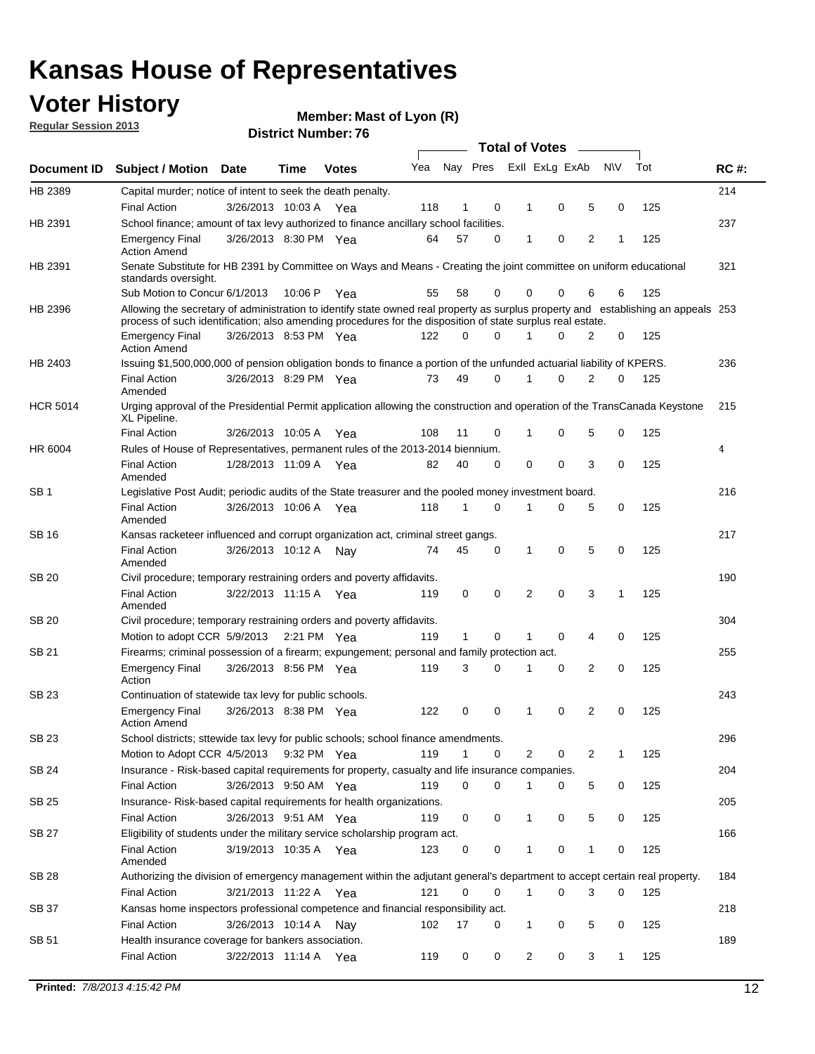# Kansas House of Representatives

## Voter History

**Regular Session 2013**

**Member: Mast of Lyon (R)**

**District Number: 76**

| Document ID | Subject / Motion | Date | Time | Votes | Yea | Nay | Pres | ExII | ExLg | ExAb | N\V | Tot | RC #: |
|---|---|---|---|---|---|---|---|---|---|---|---|---|---|
| HB 2389 | Capital murder; notice of intent to seek the death penalty. | | | | | | | | | | | | 214 |
| | Final Action | 3/26/2013 | 10:03 A | Yea | 118 | 1 | 0 | 1 | 0 | 5 | 0 | 125 | |
| HB 2391 | School finance; amount of tax levy authorized to finance ancillary school facilities. | | | | | | | | | | | | 237 |
| | Emergency Final Action Amend | 3/26/2013 | 8:30 PM | Yea | 64 | 57 | 0 | 1 | 0 | 2 | 1 | 125 | |
| HB 2391 | Senate Substitute for HB 2391 by Committee on Ways and Means - Creating the joint committee on uniform educational standards oversight. | | | | | | | | | | | | 321 |
| | Sub Motion to Concur | 6/1/2013 | 10:06 P | Yea | 55 | 58 | 0 | 0 | 0 | 6 | 6 | 125 | |
| HB 2396 | Allowing the secretary of administration to identify state owned real property as surplus property and establishing an appeals process of such identification; also amending procedures for the disposition of state surplus real estate. | | | | | | | | | | | | 253 |
| | Emergency Final Action Amend | 3/26/2013 | 8:53 PM | Yea | 122 | 0 | 0 | 1 | 0 | 2 | 0 | 125 | |
| HB 2403 | Issuing $1,500,000,000 of pension obligation bonds to finance a portion of the unfunded actuarial liability of KPERS. | | | | | | | | | | | | 236 |
| | Final Action Amended | 3/26/2013 | 8:29 PM | Yea | 73 | 49 | 0 | 1 | 0 | 2 | 0 | 125 | |
| HCR 5014 | Urging approval of the Presidential Permit application allowing the construction and operation of the TransCanada Keystone XL Pipeline. | | | | | | | | | | | | 215 |
| | Final Action | 3/26/2013 | 10:05 A | Yea | 108 | 11 | 0 | 1 | 0 | 5 | 0 | 125 | |
| HR 6004 | Rules of House of Representatives, permanent rules of the 2013-2014 biennium. | | | | | | | | | | | | 4 |
| | Final Action Amended | 1/28/2013 | 11:09 A | Yea | 82 | 40 | 0 | 0 | 0 | 3 | 0 | 125 | |
| SB 1 | Legislative Post Audit; periodic audits of the State treasurer and the pooled money investment board. | | | | | | | | | | | | 216 |
| | Final Action Amended | 3/26/2013 | 10:06 A | Yea | 118 | 1 | 0 | 1 | 0 | 5 | 0 | 125 | |
| SB 16 | Kansas racketeer influenced and corrupt organization act, criminal street gangs. | | | | | | | | | | | | 217 |
| | Final Action Amended | 3/26/2013 | 10:12 A | Nay | 74 | 45 | 0 | 1 | 0 | 5 | 0 | 125 | |
| SB 20 | Civil procedure; temporary restraining orders and poverty affidavits. | | | | | | | | | | | | 190 |
| | Final Action Amended | 3/22/2013 | 11:15 A | Yea | 119 | 0 | 0 | 2 | 0 | 3 | 1 | 125 | |
| SB 20 | Civil procedure; temporary restraining orders and poverty affidavits. | | | | | | | | | | | | 304 |
| | Motion to adopt CCR | 5/9/2013 | 2:21 PM | Yea | 119 | 1 | 0 | 1 | 0 | 4 | 0 | 125 | |
| SB 21 | Firearms; criminal possession of a firearm; expungement; personal and family protection act. | | | | | | | | | | | | 255 |
| | Emergency Final Action | 3/26/2013 | 8:56 PM | Yea | 119 | 3 | 0 | 1 | 0 | 2 | 0 | 125 | |
| SB 23 | Continuation of statewide tax levy for public schools. | | | | | | | | | | | | 243 |
| | Emergency Final Action Amend | 3/26/2013 | 8:38 PM | Yea | 122 | 0 | 0 | 1 | 0 | 2 | 0 | 125 | |
| SB 23 | School districts; sttewide tax levy for public schools; school finance amendments. | | | | | | | | | | | | 296 |
| | Motion to Adopt CCR | 4/5/2013 | 9:32 PM | Yea | 119 | 1 | 0 | 2 | 0 | 2 | 1 | 125 | |
| SB 24 | Insurance - Risk-based capital requirements for property, casualty and life insurance companies. | | | | | | | | | | | | 204 |
| | Final Action | 3/26/2013 | 9:50 AM | Yea | 119 | 0 | 0 | 1 | 0 | 5 | 0 | 125 | |
| SB 25 | Insurance- Risk-based capital requirements for health organizations. | | | | | | | | | | | | 205 |
| | Final Action | 3/26/2013 | 9:51 AM | Yea | 119 | 0 | 0 | 1 | 0 | 5 | 0 | 125 | |
| SB 27 | Eligibility of students under the military service scholarship program act. | | | | | | | | | | | | 166 |
| | Final Action Amended | 3/19/2013 | 10:35 A | Yea | 123 | 0 | 0 | 1 | 0 | 1 | 0 | 125 | |
| SB 28 | Authorizing the division of emergency management within the adjutant general's department to accept certain real property. | | | | | | | | | | | | 184 |
| | Final Action | 3/21/2013 | 11:22 A | Yea | 121 | 0 | 0 | 1 | 0 | 3 | 0 | 125 | |
| SB 37 | Kansas home inspectors professional competence and financial responsibility act. | | | | | | | | | | | | 218 |
| | Final Action | 3/26/2013 | 10:14 A | Nay | 102 | 17 | 0 | 1 | 0 | 5 | 0 | 125 | |
| SB 51 | Health insurance coverage for bankers association. | | | | | | | | | | | | 189 |
| | Final Action | 3/22/2013 | 11:14 A | Yea | 119 | 0 | 0 | 2 | 0 | 3 | 1 | 125 | |

**Printed:** *7/8/2013 4:15:42 PM*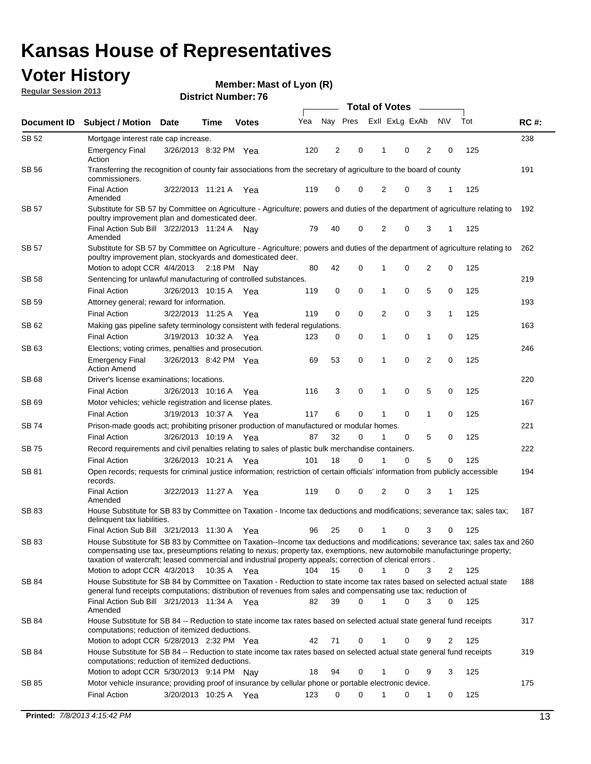# Kansas House of Representatives

## Voter History

**Regular Session 2013**

**Member: Mast of Lyon (R)**

**District Number: 76**

| Document ID | Subject / Motion | Date | Time | Votes | Yea | Nay | Pres | ExII | ExLg | ExAb | N\V | Tot | RC #: |
|---|---|---|---|---|---|---|---|---|---|---|---|---|---|
| SB 52 | Mortgage interest rate cap increase. | | | | | | | | | | | | 238 |
| | Emergency Final Action | 3/26/2013 | 8:32 PM | Yea | 120 | 2 | 0 | 1 | 0 | 2 | 0 | 125 | |
| SB 56 | Transferring the recognition of county fair associations from the secretary of agriculture to the board of county commissioners. | | | | | | | | | | | | 191 |
| | Final Action Amended | 3/22/2013 | 11:21 A | Yea | 119 | 0 | 0 | 2 | 0 | 3 | 1 | 125 | |
| SB 57 | Substitute for SB 57 by Committee on Agriculture - Agriculture; powers and duties of the department of agriculture relating to poultry improvement plan and domesticated deer. | | | | | | | | | | | | 192 |
| | Final Action Sub Bill Amended | 3/22/2013 | 11:24 A | Nay | 79 | 40 | 0 | 2 | 0 | 3 | 1 | 125 | |
| SB 57 | Substitute for SB 57 by Committee on Agriculture - Agriculture; powers and duties of the department of agriculture relating to poultry improvement plan, stockyards and domesticated deer. | | | | | | | | | | | | 262 |
| | Motion to adopt CCR | 4/4/2013 | 2:18 PM | Nay | 80 | 42 | 0 | 1 | 0 | 2 | 0 | 125 | |
| SB 58 | Sentencing for unlawful manufacturing of controlled substances. | | | | | | | | | | | | 219 |
| | Final Action | 3/26/2013 | 10:15 A | Yea | 119 | 0 | 0 | 1 | 0 | 5 | 0 | 125 | |
| SB 59 | Attorney general; reward for information. | | | | | | | | | | | | 193 |
| | Final Action | 3/22/2013 | 11:25 A | Yea | 119 | 0 | 0 | 2 | 0 | 3 | 1 | 125 | |
| SB 62 | Making gas pipeline safety terminology consistent with federal regulations. | | | | | | | | | | | | 163 |
| | Final Action | 3/19/2013 | 10:32 A | Yea | 123 | 0 | 0 | 1 | 0 | 1 | 0 | 125 | |
| SB 63 | Elections; voting crimes, penalties and prosecution. | | | | | | | | | | | | 246 |
| | Emergency Final Action Amend | 3/26/2013 | 8:42 PM | Yea | 69 | 53 | 0 | 1 | 0 | 2 | 0 | 125 | |
| SB 68 | Driver's license examinations; locations. | | | | | | | | | | | | 220 |
| | Final Action | 3/26/2013 | 10:16 A | Yea | 116 | 3 | 0 | 1 | 0 | 5 | 0 | 125 | |
| SB 69 | Motor vehicles; vehicle registration and license plates. | | | | | | | | | | | | 167 |
| | Final Action | 3/19/2013 | 10:37 A | Yea | 117 | 6 | 0 | 1 | 0 | 1 | 0 | 125 | |
| SB 74 | Prison-made goods act; prohibiting prisoner production of manufactured or modular homes. | | | | | | | | | | | | 221 |
| | Final Action | 3/26/2013 | 10:19 A | Yea | 87 | 32 | 0 | 1 | 0 | 5 | 0 | 125 | |
| SB 75 | Record requirements and civil penalties relating to sales of plastic bulk merchandise containers. | | | | | | | | | | | | 222 |
| | Final Action | 3/26/2013 | 10:21 A | Yea | 101 | 18 | 0 | 1 | 0 | 5 | 0 | 125 | |
| SB 81 | Open records; requests for criminal justice information; restriction of certain officials' information from publicly accessible records. | | | | | | | | | | | | 194 |
| | Final Action Amended | 3/22/2013 | 11:27 A | Yea | 119 | 0 | 0 | 2 | 0 | 3 | 1 | 125 | |
| SB 83 | House Substitute for SB 83 by Committee on Taxation - Income tax deductions and modifications; severance tax; sales tax; delinquent tax liabilities. | | | | | | | | | | | | 187 |
| | Final Action Sub Bill | 3/21/2013 | 11:30 A | Yea | 96 | 25 | 0 | 1 | 0 | 3 | 0 | 125 | |
| SB 83 | House Substitute for SB 83 by Committee on Taxation--Income tax deductions and modifications; severance tax; sales tax and compensating use tax, preseumptions relating to nexus; property tax, exemptions, new automobile manufacturinge property; taxation of watercraft; leased commercial and industrial property appeals; correction of clerical errors . | | | | | | | | | | | | 260 |
| | Motion to adopt CCR | 4/3/2013 | 10:35 A | Yea | 104 | 15 | 0 | 1 | 0 | 3 | 2 | 125 | |
| SB 84 | House Substitute for SB 84 by Committee on Taxation - Reduction to state income tax rates based on selected actual state general fund receipts computations; distribution of revenues from sales and compensating use tax; reduction of | | | | | | | | | | | | 188 |
| | Final Action Sub Bill Amended | 3/21/2013 | 11:34 A | Yea | 82 | 39 | 0 | 1 | 0 | 3 | 0 | 125 | |
| SB 84 | House Substitute for SB 84 -- Reduction to state income tax rates based on selected actual state general fund receipts computations; reduction of itemized deductions. | | | | | | | | | | | | 317 |
| | Motion to adopt CCR | 5/28/2013 | 2:32 PM | Yea | 42 | 71 | 0 | 1 | 0 | 9 | 2 | 125 | |
| SB 84 | House Substitute for SB 84 -- Reduction to state income tax rates based on selected actual state general fund receipts computations; reduction of itemized deductions. | | | | | | | | | | | | 319 |
| | Motion to adopt CCR | 5/30/2013 | 9:14 PM | Nay | 18 | 94 | 0 | 1 | 0 | 9 | 3 | 125 | |
| SB 85 | Motor vehicle insurance; providing proof of insurance by cellular phone or portable electronic device. | | | | | | | | | | | | 175 |
| | Final Action | 3/20/2013 | 10:25 A | Yea | 123 | 0 | 0 | 1 | 0 | 1 | 0 | 125 | |

**Printed:** 7/8/2013 4:15:42 PM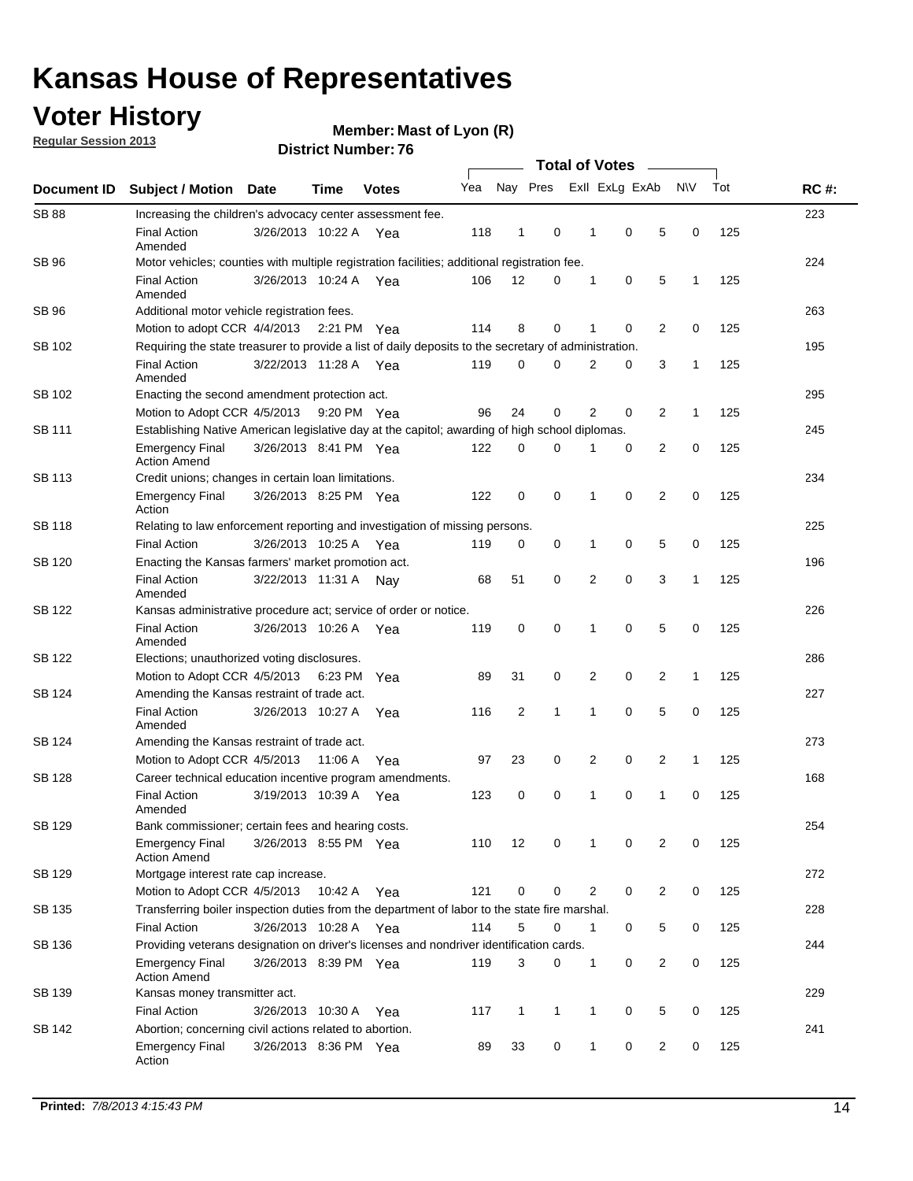# Kansas House of Representatives

## Voter History

**Regular Session 2013**

**Member: Mast of Lyon (R)**

**District Number: 76**

| Document ID | Subject / Motion | Date | Time | Votes | Yea | Nay | Pres | ExII | ExLg | ExAb | N\V | Tot | RC #: |
|---|---|---|---|---|---|---|---|---|---|---|---|---|---|
| SB 88 | Increasing the children's advocacy center assessment fee. | | | | | | | | | | | | 223 |
| | Final Action Amended | 3/26/2013 | 10:22 A | Yea | 118 | 1 | 0 | 1 | 0 | 5 | 0 | 125 | |
| SB 96 | Motor vehicles; counties with multiple registration facilities; additional registration fee. | | | | | | | | | | | | 224 |
| | Final Action Amended | 3/26/2013 | 10:24 A | Yea | 106 | 12 | 0 | 1 | 0 | 5 | 1 | 125 | |
| SB 96 | Additional motor vehicle registration fees. | | | | | | | | | | | | 263 |
| | Motion to adopt CCR | 4/4/2013 | 2:21 PM | Yea | 114 | 8 | 0 | 1 | 0 | 2 | 0 | 125 | |
| SB 102 | Requiring the state treasurer to provide a list of daily deposits to the secretary of administration. | | | | | | | | | | | | 195 |
| | Final Action Amended | 3/22/2013 | 11:28 A | Yea | 119 | 0 | 0 | 2 | 0 | 3 | 1 | 125 | |
| SB 102 | Enacting the second amendment protection act. | | | | | | | | | | | | 295 |
| | Motion to Adopt CCR | 4/5/2013 | 9:20 PM | Yea | 96 | 24 | 0 | 2 | 0 | 2 | 1 | 125 | |
| SB 111 | Establishing Native American legislative day at the capitol; awarding of high school diplomas. | | | | | | | | | | | | 245 |
| | Emergency Final Action Amend | 3/26/2013 | 8:41 PM | Yea | 122 | 0 | 0 | 1 | 0 | 2 | 0 | 125 | |
| SB 113 | Credit unions; changes in certain loan limitations. | | | | | | | | | | | | 234 |
| | Emergency Final Action | 3/26/2013 | 8:25 PM | Yea | 122 | 0 | 0 | 1 | 0 | 2 | 0 | 125 | |
| SB 118 | Relating to law enforcement reporting and investigation of missing persons. | | | | | | | | | | | | 225 |
| | Final Action | 3/26/2013 | 10:25 A | Yea | 119 | 0 | 0 | 1 | 0 | 5 | 0 | 125 | |
| SB 120 | Enacting the Kansas farmers' market promotion act. | | | | | | | | | | | | 196 |
| | Final Action Amended | 3/22/2013 | 11:31 A | Nay | 68 | 51 | 0 | 2 | 0 | 3 | 1 | 125 | |
| SB 122 | Kansas administrative procedure act; service of order or notice. | | | | | | | | | | | | 226 |
| | Final Action Amended | 3/26/2013 | 10:26 A | Yea | 119 | 0 | 0 | 1 | 0 | 5 | 0 | 125 | |
| SB 122 | Elections; unauthorized voting disclosures. | | | | | | | | | | | | 286 |
| | Motion to Adopt CCR | 4/5/2013 | 6:23 PM | Yea | 89 | 31 | 0 | 2 | 0 | 2 | 1 | 125 | |
| SB 124 | Amending the Kansas restraint of trade act. | | | | | | | | | | | | 227 |
| | Final Action Amended | 3/26/2013 | 10:27 A | Yea | 116 | 2 | 1 | 1 | 0 | 5 | 0 | 125 | |
| SB 124 | Amending the Kansas restraint of trade act. | | | | | | | | | | | | 273 |
| | Motion to Adopt CCR | 4/5/2013 | 11:06 A | Yea | 97 | 23 | 0 | 2 | 0 | 2 | 1 | 125 | |
| SB 128 | Career technical education incentive program amendments. | | | | | | | | | | | | 168 |
| | Final Action Amended | 3/19/2013 | 10:39 A | Yea | 123 | 0 | 0 | 1 | 0 | 1 | 0 | 125 | |
| SB 129 | Bank commissioner; certain fees and hearing costs. | | | | | | | | | | | | 254 |
| | Emergency Final Action Amend | 3/26/2013 | 8:55 PM | Yea | 110 | 12 | 0 | 1 | 0 | 2 | 0 | 125 | |
| SB 129 | Mortgage interest rate cap increase. | | | | | | | | | | | | 272 |
| | Motion to Adopt CCR | 4/5/2013 | 10:42 A | Yea | 121 | 0 | 0 | 2 | 0 | 2 | 0 | 125 | |
| SB 135 | Transferring boiler inspection duties from the department of labor to the state fire marshal. | | | | | | | | | | | | 228 |
| | Final Action | 3/26/2013 | 10:28 A | Yea | 114 | 5 | 0 | 1 | 0 | 5 | 0 | 125 | |
| SB 136 | Providing veterans designation on driver's licenses and nondriver identification cards. | | | | | | | | | | | | 244 |
| | Emergency Final Action Amend | 3/26/2013 | 8:39 PM | Yea | 119 | 3 | 0 | 1 | 0 | 2 | 0 | 125 | |
| SB 139 | Kansas money transmitter act. | | | | | | | | | | | | 229 |
| | Final Action | 3/26/2013 | 10:30 A | Yea | 117 | 1 | 1 | 1 | 0 | 5 | 0 | 125 | |
| SB 142 | Abortion; concerning civil actions related to abortion. | | | | | | | | | | | | 241 |
| | Emergency Final Action | 3/26/2013 | 8:36 PM | Yea | 89 | 33 | 0 | 1 | 0 | 2 | 0 | 125 | |

**Printed:** *7/8/2013 4:15:43 PM*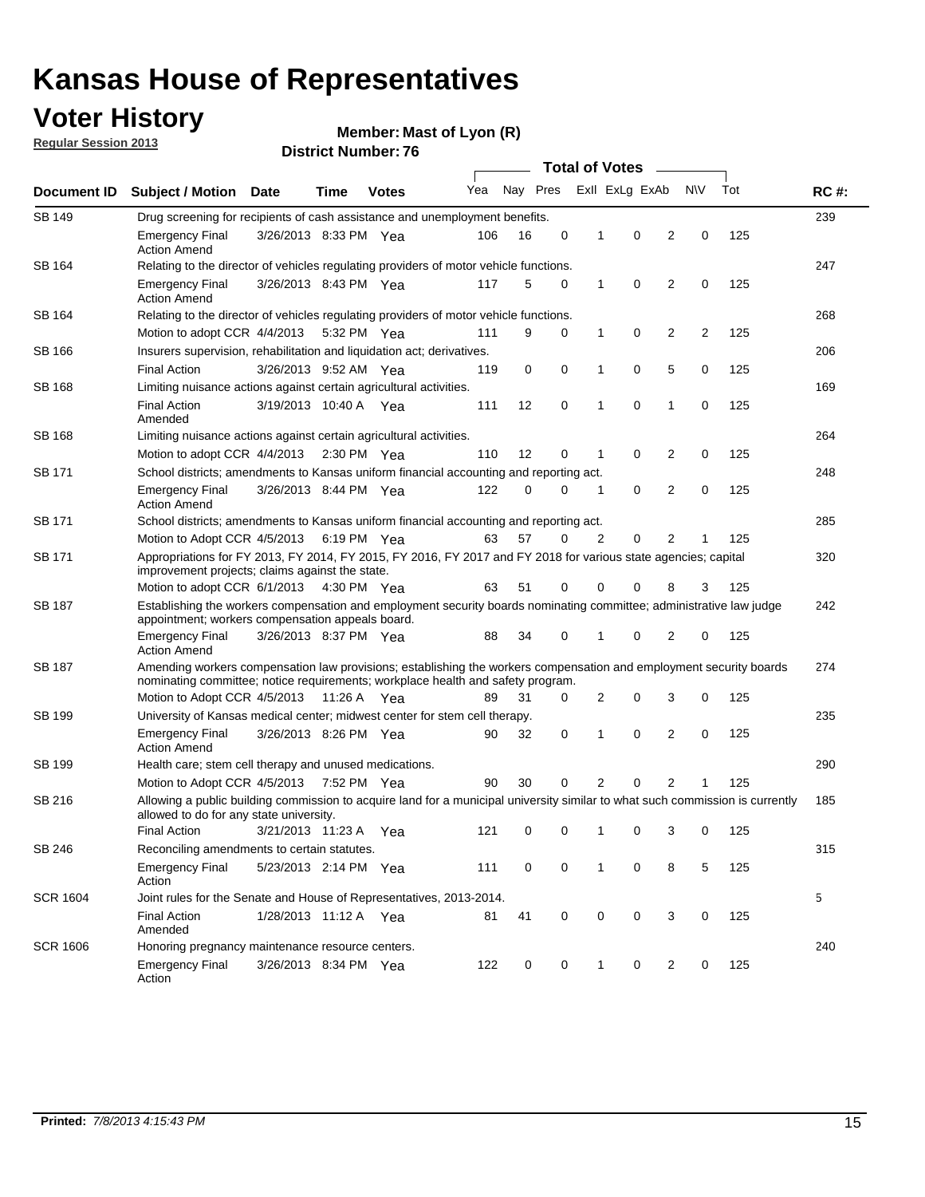# Kansas House of Representatives

## Voter History

**Regular Session 2013**

**Member: Mast of Lyon (R)**

**District Number: 76**

| Document ID | Subject / Motion | Date | Time | Votes | Yea | Nay | Pres | ExII | ExLg | ExAb | N\V | Tot | RC #: |
|---|---|---|---|---|---|---|---|---|---|---|---|---|---|
| SB 149 | Drug screening for recipients of cash assistance and unemployment benefits. | | | | | | | | | | | | 239 |
| | Emergency Final Action Amend | 3/26/2013 | 8:33 PM | Yea | 106 | 16 | 0 | 1 | 0 | 2 | 0 | 125 | |
| SB 164 | Relating to the director of vehicles regulating providers of motor vehicle functions. | | | | | | | | | | | | 247 |
| | Emergency Final Action Amend | 3/26/2013 | 8:43 PM | Yea | 117 | 5 | 0 | 1 | 0 | 2 | 0 | 125 | |
| SB 164 | Relating to the director of vehicles regulating providers of motor vehicle functions. | | | | | | | | | | | | 268 |
| | Motion to adopt CCR | 4/4/2013 | 5:32 PM | Yea | 111 | 9 | 0 | 1 | 0 | 2 | 2 | 125 | |
| SB 166 | Insurers supervision, rehabilitation and liquidation act; derivatives. | | | | | | | | | | | | 206 |
| | Final Action | 3/26/2013 | 9:52 AM | Yea | 119 | 0 | 0 | 1 | 0 | 5 | 0 | 125 | |
| SB 168 | Limiting nuisance actions against certain agricultural activities. | | | | | | | | | | | | 169 |
| | Final Action Amended | 3/19/2013 | 10:40 A | Yea | 111 | 12 | 0 | 1 | 0 | 1 | 0 | 125 | |
| SB 168 | Limiting nuisance actions against certain agricultural activities. | | | | | | | | | | | | 264 |
| | Motion to adopt CCR | 4/4/2013 | 2:30 PM | Yea | 110 | 12 | 0 | 1 | 0 | 2 | 0 | 125 | |
| SB 171 | School districts; amendments to Kansas uniform financial accounting and reporting act. | | | | | | | | | | | | 248 |
| | Emergency Final Action Amend | 3/26/2013 | 8:44 PM | Yea | 122 | 0 | 0 | 1 | 0 | 2 | 0 | 125 | |
| SB 171 | School districts; amendments to Kansas uniform financial accounting and reporting act. | | | | | | | | | | | | 285 |
| | Motion to Adopt CCR | 4/5/2013 | 6:19 PM | Yea | 63 | 57 | 0 | 2 | 0 | 2 | 1 | 125 | |
| SB 171 | Appropriations for FY 2013, FY 2014, FY 2015, FY 2016, FY 2017 and FY 2018 for various state agencies; capital improvement projects; claims against the state. | | | | | | | | | | | | 320 |
| | Motion to adopt CCR | 6/1/2013 | 4:30 PM | Yea | 63 | 51 | 0 | 0 | 0 | 8 | 3 | 125 | |
| SB 187 | Establishing the workers compensation and employment security boards nominating committee; administrative law judge appointment; workers compensation appeals board. | | | | | | | | | | | | 242 |
| | Emergency Final Action Amend | 3/26/2013 | 8:37 PM | Yea | 88 | 34 | 0 | 1 | 0 | 2 | 0 | 125 | |
| SB 187 | Amending workers compensation law provisions; establishing the workers compensation and employment security boards nominating committee; notice requirements; workplace health and safety program. | | | | | | | | | | | | 274 |
| | Motion to Adopt CCR | 4/5/2013 | 11:26 A | Yea | 89 | 31 | 0 | 2 | 0 | 3 | 0 | 125 | |
| SB 199 | University of Kansas medical center; midwest center for stem cell therapy. | | | | | | | | | | | | 235 |
| | Emergency Final Action Amend | 3/26/2013 | 8:26 PM | Yea | 90 | 32 | 0 | 1 | 0 | 2 | 0 | 125 | |
| SB 199 | Health care; stem cell therapy and unused medications. | | | | | | | | | | | | 290 |
| | Motion to Adopt CCR | 4/5/2013 | 7:52 PM | Yea | 90 | 30 | 0 | 2 | 0 | 2 | 1 | 125 | |
| SB 216 | Allowing a public building commission to acquire land for a municipal university similar to what such commission is currently allowed to do for any state university. | | | | | | | | | | | | 185 |
| | Final Action | 3/21/2013 | 11:23 A | Yea | 121 | 0 | 0 | 1 | 0 | 3 | 0 | 125 | |
| SB 246 | Reconciling amendments to certain statutes. | | | | | | | | | | | | 315 |
| | Emergency Final Action | 5/23/2013 | 2:14 PM | Yea | 111 | 0 | 0 | 1 | 0 | 8 | 5 | 125 | |
| SCR 1604 | Joint rules for the Senate and House of Representatives, 2013-2014. | | | | | | | | | | | | 5 |
| | Final Action Amended | 1/28/2013 | 11:12 A | Yea | 81 | 41 | 0 | 0 | 0 | 3 | 0 | 125 | |
| SCR 1606 | Honoring pregnancy maintenance resource centers. | | | | | | | | | | | | 240 |
| | Emergency Final Action | 3/26/2013 | 8:34 PM | Yea | 122 | 0 | 0 | 1 | 0 | 2 | 0 | 125 | |

**Printed:** *7/8/2013 4:15:43 PM*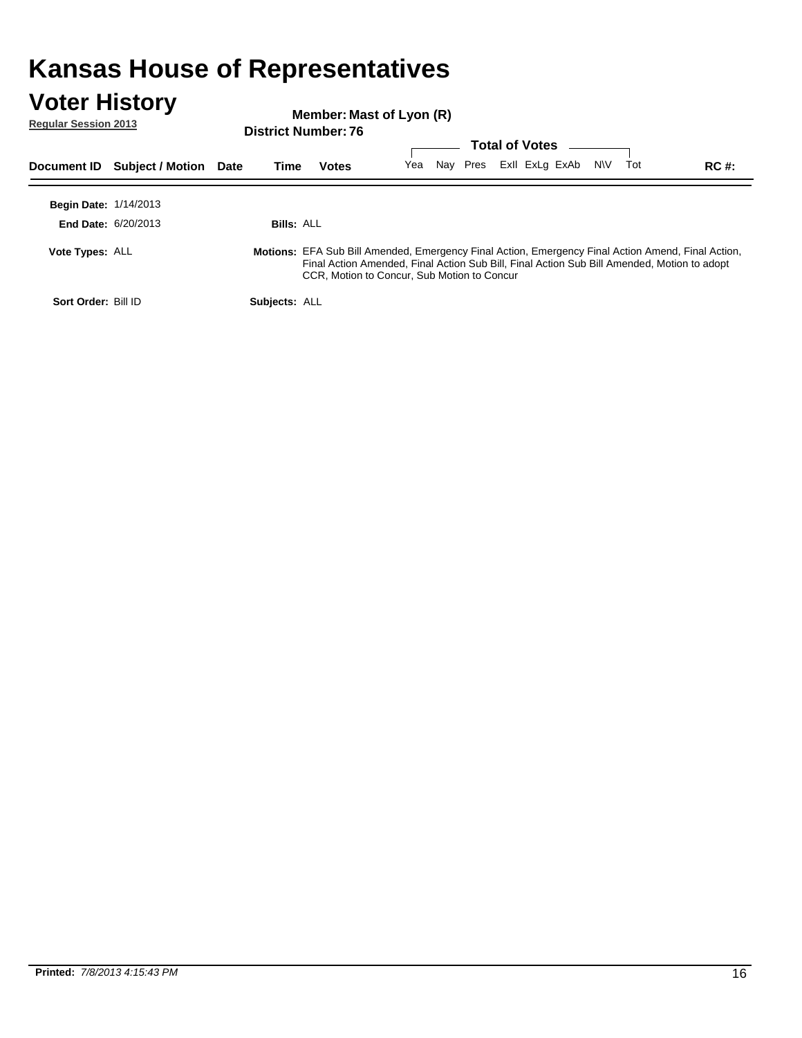# Kansas House of Representatives

## Voter History

**Regular Session 2013**

**Member:** Mast of Lyon (R)

**District Number:** 76

| Document ID | Subject / Motion | Date | Time | Votes | Total of Votes | | | | | | | | RC #: |
|---|---|---|---|---|---|---|---|---|---|---|---|---|---|
| | | | | | Yea | Nay | Pres | ExII | ExLg | ExAb | N\V | Tot | |

**Begin Date:** 1/14/2013

**End Date:** 6/20/2013

**Bills:** ALL

**Vote Types:** ALL

**Motions:** EFA Sub Bill Amended, Emergency Final Action, Emergency Final Action Amend, Final Action, Final Action Amended, Final Action Sub Bill, Final Action Sub Bill Amended, Motion to adopt CCR, Motion to Concur, Sub Motion to Concur

**Sort Order:** Bill ID

**Subjects:** ALL

**Printed:** *7/8/2013 4:15:43 PM*